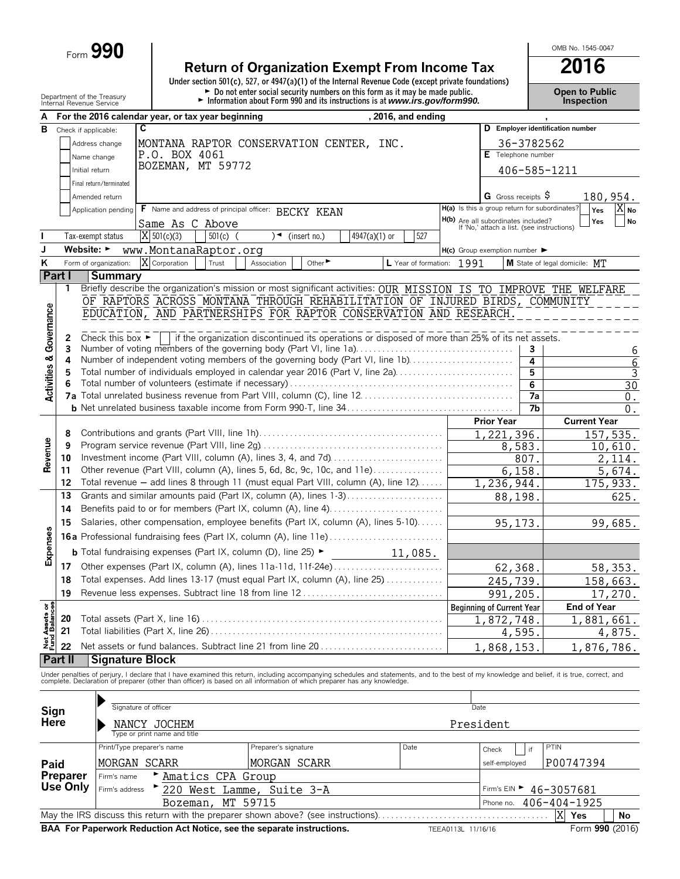Form **990**

# Return of Organization Exempt From Income Tax

**2016**

Under section 501(c), 527, or 4947(a)(1) of the Internal Revenue Code (except private foundations)

► Do not enter social security numbers on this form as it may be made public.

► Information about Form 990 and its instructions is at *www.irs.gov/form990.*

Department of the Treasury
Internal Revenue Service

OMB No. 1545-0047

**Open to Public Inspection**

**A** For the 2016 calendar year, or tax year beginning , 2016, and ending ,

**B** Check if applicable:
- Address change
- Name change
- Initial return
- Final return/terminated
- Amended return
- Application pending

**C** MONTANA RAPTOR CONSERVATION CENTER, INC.
P.O. BOX 4061
BOZEMAN, MT 59772

**D** Employer identification number: 36-3782562

**E** Telephone number: 406-585-1211

**G** Gross receipts $ 180,954.

**F** Name and address of principal officer: BECKY KEAN
Same As C Above

**H(a)** Is this a group return for subordinates? Yes [ ] No [X]

**H(b)** Are all subordinates included? Yes [ ] No [ ]
If 'No,' attach a list. (see instructions)

**I** Tax-exempt status: [X] 501(c)(3) [ ] 501(c) ( ) ◄ (insert no.) [ ] 4947(a)(1) or [ ] 527

**J** Website: ► www.MontanaRaptor.org

**H(c)** Group exemption number ►

**K** Form of organization: [X] Corporation [ ] Trust [ ] Association [ ] Other ►

**L** Year of formation: 1991

**M** State of legal domicile: MT

## Part I Summary

**Activities & Governance**

1 Briefly describe the organization's mission or most significant activities: OUR MISSION IS TO IMPROVE THE WELFARE OF RAPTORS ACROSS MONTANA THROUGH REHABILITATION OF INJURED BIRDS, COMMUNITY EDUCATION, AND PARTNERSHIPS FOR RAPTOR CONSERVATION AND RESEARCH.

2 Check this box ► [ ] if the organization discontinued its operations or disposed of more than 25% of its net assets.

| | | | |
|---|---|---|---|
| 3 | Number of voting members of the governing body (Part VI, line 1a) | 3 | 6 |
| 4 | Number of independent voting members of the governing body (Part VI, line 1b) | 4 | 6 |
| 5 | Total number of individuals employed in calendar year 2016 (Part V, line 2a) | 5 | 3 |
| 6 | Total number of volunteers (estimate if necessary) | 6 | 30 |
| 7a | Total unrelated business revenue from Part VIII, column (C), line 12 | 7a | 0. |
| b | Net unrelated business taxable income from Form 990-T, line 34 | 7b | 0. |

| | | | Prior Year | Current Year |
|---|---|---|---|---|
| **Revenue** | 8 | Contributions and grants (Part VIII, line 1h) | 1,221,396. | 157,535. |
| | 9 | Program service revenue (Part VIII, line 2g) | 8,583. | 10,610. |
| | 10 | Investment income (Part VIII, column (A), lines 3, 4, and 7d) | 807. | 2,114. |
| | 11 | Other revenue (Part VIII, column (A), lines 5, 6d, 8c, 9c, 10c, and 11e) | 6,158. | 5,674. |
| | 12 | Total revenue – add lines 8 through 11 (must equal Part VIII, column (A), line 12) | 1,236,944. | 175,933. |
| **Expenses** | 13 | Grants and similar amounts paid (Part IX, column (A), lines 1-3) | 88,198. | 625. |
| | 14 | Benefits paid to or for members (Part IX, column (A), line 4) | | |
| | 15 | Salaries, other compensation, employee benefits (Part IX, column (A), lines 5-10) | 95,173. | 99,685. |
| | 16a | Professional fundraising fees (Part IX, column (A), line 11e) | | |
| | b | Total fundraising expenses (Part IX, column (D), line 25) ► 11,085. | | |
| | 17 | Other expenses (Part IX, column (A), lines 11a-11d, 11f-24e) | 62,368. | 58,353. |
| | 18 | Total expenses. Add lines 13-17 (must equal Part IX, column (A), line 25) | 245,739. | 158,663. |
| | 19 | Revenue less expenses. Subtract line 18 from line 12 | 991,205. | 17,270. |

| | | | Beginning of Current Year | End of Year |
|---|---|---|---|---|
| **Net Assets or Fund Balances** | 20 | Total assets (Part X, line 16) | 1,872,748. | 1,881,661. |
| | 21 | Total liabilities (Part X, line 26) | 4,595. | 4,875. |
| | 22 | Net assets or fund balances. Subtract line 21 from line 20 | 1,868,153. | 1,876,786. |

## Part II Signature Block

Under penalties of perjury, I declare that I have examined this return, including accompanying schedules and statements, and to the best of my knowledge and belief, it is true, correct, and complete. Declaration of preparer (other than officer) is based on all information of which preparer has any knowledge.

**Sign Here**

Signature of officer | Date

NANCY JOCHEM President
Type or print name and title

**Paid Preparer Use Only**

| Print/Type preparer's name | Preparer's signature | Date | Check [ ] if self-employed | PTIN |
|---|---|---|---|---|
| MORGAN SCARR | MORGAN SCARR | | | P00747394 |

Firm's name ► Amatics CPA Group

Firm's address ► 220 West Lamme, Suite 3-A
Bozeman, MT 59715

Firm's EIN ► 46-3057681

Phone no. 406-404-1925

May the IRS discuss this return with the preparer shown above? (see instructions) [X] Yes [ ] No

**BAA For Paperwork Reduction Act Notice, see the separate instructions.** TEEA0113L 11/16/16 Form **990** (2016)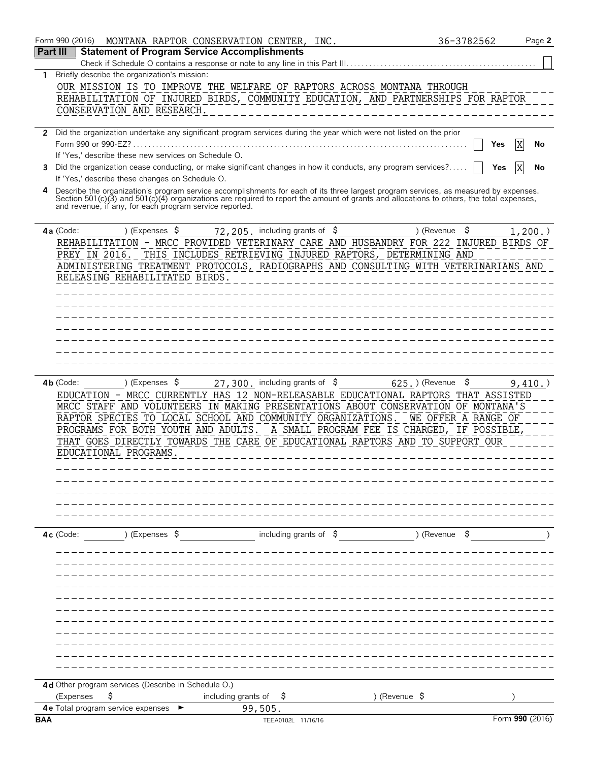Form 990 (2016) MONTANA RAPTOR CONSERVATION CENTER, INC. 36-3782562

## Part III Statement of Program Service Accomplishments

Check if Schedule O contains a response or note to any line in this Part III . . . . . . ☐

**1** Briefly describe the organization's mission:

OUR MISSION IS TO IMPROVE THE WELFARE OF RAPTORS ACROSS MONTANA THROUGH REHABILITATION OF INJURED BIRDS, COMMUNITY EDUCATION, AND PARTNERSHIPS FOR RAPTOR CONSERVATION AND RESEARCH.

**2** Did the organization undertake any significant program services during the year which were not listed on the prior Form 990 or 990-EZ? . . . . . ☐ Yes ☒ No

If 'Yes,' describe these new services on Schedule O.

**3** Did the organization cease conducting, or make significant changes in how it conducts, any program services? . . . . . ☐ Yes ☒ No

If 'Yes,' describe these changes on Schedule O.

**4** Describe the organization's program service accomplishments for each of its three largest program services, as measured by expenses. Section 501(c)(3) and 501(c)(4) organizations are required to report the amount of grants and allocations to others, the total expenses, and revenue, if any, for each program service reported.

**4a** (Code: ) (Expenses $ 72,205. including grants of $ ) (Revenue $ 1,200. )

REHABILITATION - MRCC PROVIDED VETERINARY CARE AND HUSBANDRY FOR 222 INJURED BIRDS OF PREY IN 2016. THIS INCLUDES RETRIEVING INJURED RAPTORS, DETERMINING AND ADMINISTERING TREATMENT PROTOCOLS, RADIOGRAPHS AND CONSULTING WITH VETERINARIANS AND RELEASING REHABILITATED BIRDS.

**4b** (Code: ) (Expenses $ 27,300. including grants of $ 625. ) (Revenue $ 9,410. )

EDUCATION - MRCC CURRENTLY HAS 12 NON-RELEASABLE EDUCATIONAL RAPTORS THAT ASSISTED MRCC STAFF AND VOLUNTEERS IN MAKING PRESENTATIONS ABOUT CONSERVATION OF MONTANA'S RAPTOR SPECIES TO LOCAL SCHOOL AND COMMUNITY ORGANIZATIONS. WE OFFER A RANGE OF PROGRAMS FOR BOTH YOUTH AND ADULTS. A SMALL PROGRAM FEE IS CHARGED, IF POSSIBLE, THAT GOES DIRECTLY TOWARDS THE CARE OF EDUCATIONAL RAPTORS AND TO SUPPORT OUR EDUCATIONAL PROGRAMS.

**4c** (Code: ) (Expenses $ including grants of $ ) (Revenue $ )

**4d** Other program services (Describe in Schedule O.)

(Expenses $ including grants of $ ) (Revenue $ )

**4e** Total program service expenses ► 99,505.

BAA TEEA0102L 11/16/16 Form **990** (2016)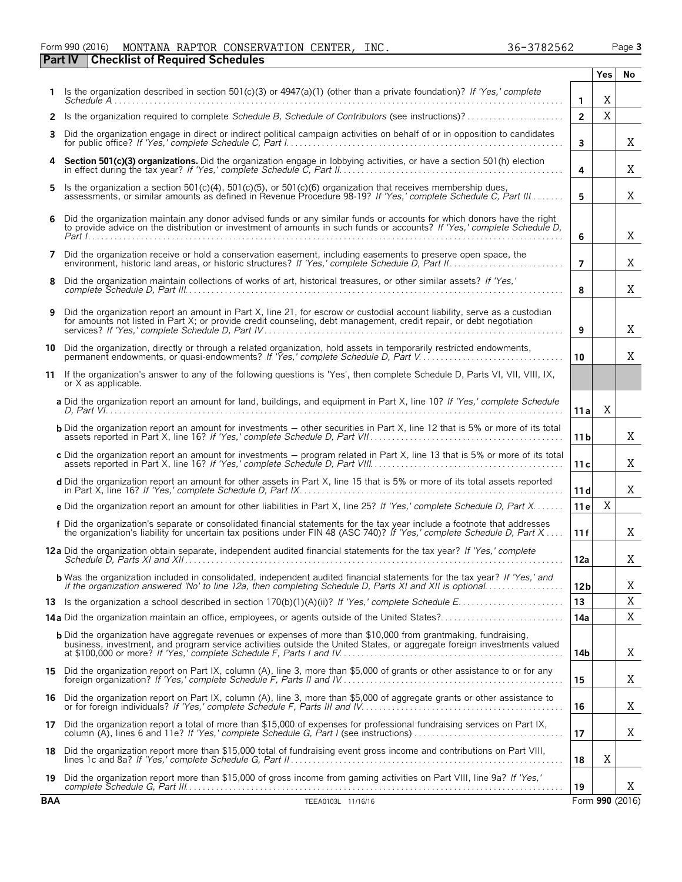Form 990 (2016) MONTANA RAPTOR CONSERVATION CENTER, INC. 36-3782562 Page 3

## Part IV Checklist of Required Schedules

| | | | Yes | No |
|---|---|---|---|---|
| 1 | Is the organization described in section 501(c)(3) or 4947(a)(1) (other than a private foundation)? *If 'Yes,' complete Schedule A* | 1 | X | |
| 2 | Is the organization required to complete *Schedule B, Schedule of Contributors* (see instructions)? | 2 | X | |
| 3 | Did the organization engage in direct or indirect political campaign activities on behalf of or in opposition to candidates for public office? *If 'Yes,' complete Schedule C, Part I* | 3 | | X |
| 4 | **Section 501(c)(3) organizations.** Did the organization engage in lobbying activities, or have a section 501(h) election in effect during the tax year? *If 'Yes,' complete Schedule C, Part II* | 4 | | X |
| 5 | Is the organization a section 501(c)(4), 501(c)(5), or 501(c)(6) organization that receives membership dues, assessments, or similar amounts as defined in Revenue Procedure 98-19? *If 'Yes,' complete Schedule C, Part III* | 5 | | X |
| 6 | Did the organization maintain any donor advised funds or any similar funds or accounts for which donors have the right to provide advice on the distribution or investment of amounts in such funds or accounts? *If 'Yes,' complete Schedule D, Part I* | 6 | | X |
| 7 | Did the organization receive or hold a conservation easement, including easements to preserve open space, the environment, historic land areas, or historic structures? *If 'Yes,' complete Schedule D, Part II* | 7 | | X |
| 8 | Did the organization maintain collections of works of art, historical treasures, or other similar assets? *If 'Yes,' complete Schedule D, Part III* | 8 | | X |
| 9 | Did the organization report an amount in Part X, line 21, for escrow or custodial account liability, serve as a custodian for amounts not listed in Part X; or provide credit counseling, debt management, credit repair, or debt negotiation services? *If 'Yes,' complete Schedule D, Part IV* | 9 | | X |
| 10 | Did the organization, directly or through a related organization, hold assets in temporarily restricted endowments, permanent endowments, or quasi-endowments? *If 'Yes,' complete Schedule D, Part V* | 10 | | X |
| 11 | If the organization's answer to any of the following questions is 'Yes', then complete Schedule D, Parts VI, VII, VIII, IX, or X as applicable. | | | |
| | **a** Did the organization report an amount for land, buildings, and equipment in Part X, line 10? *If 'Yes,' complete Schedule D, Part VI* | 11a | X | |
| | **b** Did the organization report an amount for investments — other securities in Part X, line 12 that is 5% or more of its total assets reported in Part X, line 16? *If 'Yes,' complete Schedule D, Part VII* | 11b | | X |
| | **c** Did the organization report an amount for investments — program related in Part X, line 13 that is 5% or more of its total assets reported in Part X, line 16? *If 'Yes,' complete Schedule D, Part VIII* | 11c | | X |
| | **d** Did the organization report an amount for other assets in Part X, line 15 that is 5% or more of its total assets reported in Part X, line 16? *If 'Yes,' complete Schedule D, Part IX* | 11d | | X |
| | **e** Did the organization report an amount for other liabilities in Part X, line 25? *If 'Yes,' complete Schedule D, Part X* | 11e | X | |
| | **f** Did the organization's separate or consolidated financial statements for the tax year include a footnote that addresses the organization's liability for uncertain tax positions under FIN 48 (ASC 740)? *If 'Yes,' complete Schedule D, Part X* | 11f | | X |
| 12a | Did the organization obtain separate, independent audited financial statements for the tax year? *If 'Yes,' complete Schedule D, Parts XI and XII* | 12a | | X |
| | **b** Was the organization included in consolidated, independent audited financial statements for the tax year? *If 'Yes,' and if the organization answered 'No' to line 12a, then completing Schedule D, Parts XI and XII is optional* | 12b | | X |
| 13 | Is the organization a school described in section 170(b)(1)(A)(ii)? *If 'Yes,' complete Schedule E* | 13 | | X |
| 14a | Did the organization maintain an office, employees, or agents outside of the United States? | 14a | | X |
| | **b** Did the organization have aggregate revenues or expenses of more than $10,000 from grantmaking, fundraising, business, investment, and program service activities outside the United States, or aggregate foreign investments valued at $100,000 or more? *If 'Yes,' complete Schedule F, Parts I and IV* | 14b | | X |
| 15 | Did the organization report on Part IX, column (A), line 3, more than $5,000 of grants or other assistance to or for any foreign organization? *If 'Yes,' complete Schedule F, Parts II and IV* | 15 | | X |
| 16 | Did the organization report on Part IX, column (A), line 3, more than $5,000 of aggregate grants or other assistance to or for foreign individuals? *If 'Yes,' complete Schedule F, Parts III and IV* | 16 | | X |
| 17 | Did the organization report a total of more than $15,000 of expenses for professional fundraising services on Part IX, column (A), lines 6 and 11e? *If 'Yes,' complete Schedule G, Part I* (see instructions) | 17 | | X |
| 18 | Did the organization report more than $15,000 total of fundraising event gross income and contributions on Part VIII, lines 1c and 8a? *If 'Yes,' complete Schedule G, Part II* | 18 | X | |
| 19 | Did the organization report more than $15,000 of gross income from gaming activities on Part VIII, line 9a? *If 'Yes,' complete Schedule G, Part III* | 19 | | X |

BAA TEEA0103L 11/16/16 Form **990** (2016)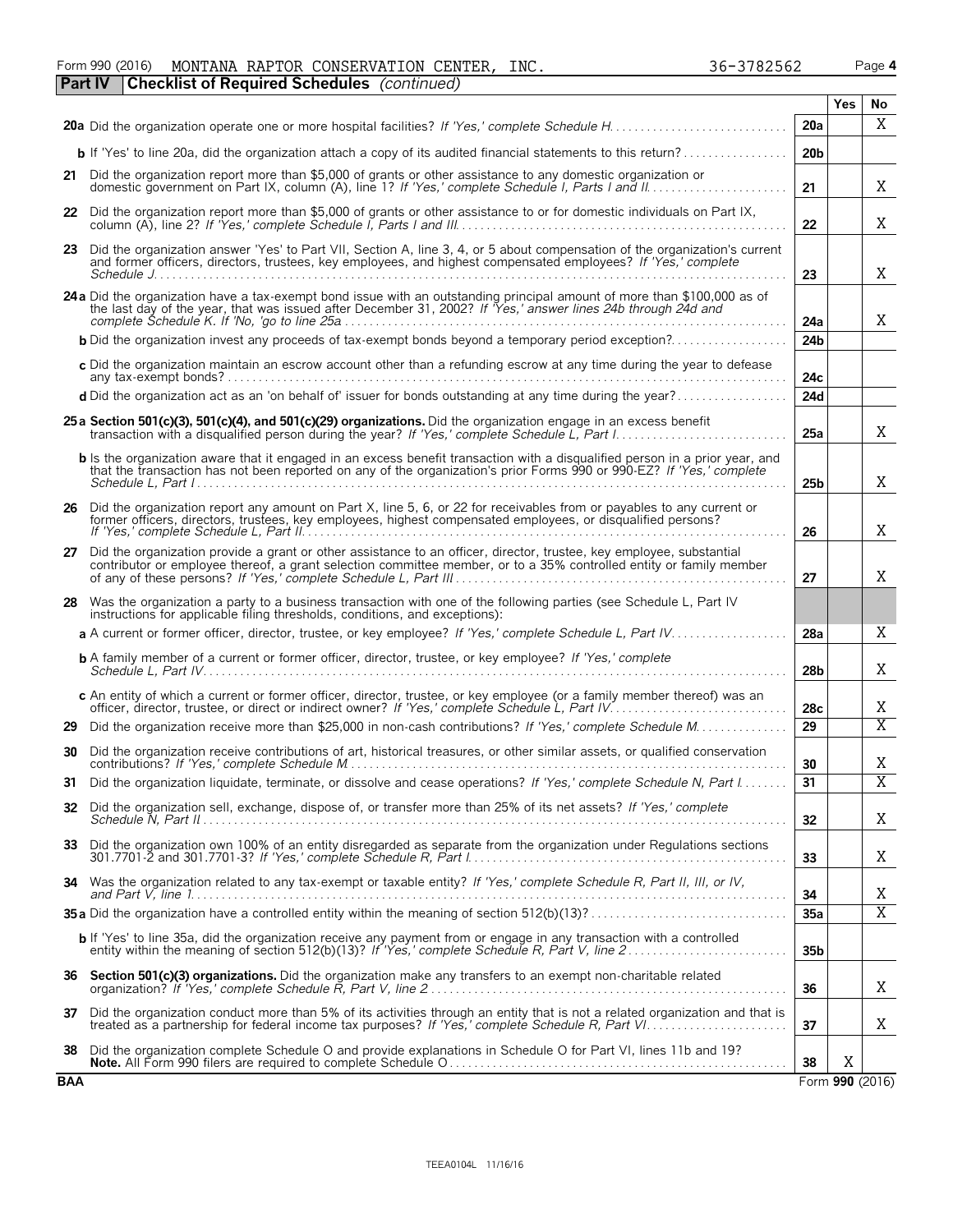Form 990 (2016) MONTANA RAPTOR CONSERVATION CENTER, INC. 36-3782562

**Part IV Checklist of Required Schedules** *(continued)*

| | | | Yes | No |
|---|---|---|---|---|
| **20a** | Did the organization operate one or more hospital facilities? *If 'Yes,' complete Schedule H* | 20a | | X |
| **b** | If 'Yes' to line 20a, did the organization attach a copy of its audited financial statements to this return? | 20b | | |
| **21** | Did the organization report more than $5,000 of grants or other assistance to any domestic organization or domestic government on Part IX, column (A), line 1? *If 'Yes,' complete Schedule I, Parts I and II* | 21 | | X |
| **22** | Did the organization report more than $5,000 of grants or other assistance to or for domestic individuals on Part IX, column (A), line 2? *If 'Yes,' complete Schedule I, Parts I and III* | 22 | | X |
| **23** | Did the organization answer 'Yes' to Part VII, Section A, line 3, 4, or 5 about compensation of the organization's current and former officers, directors, trustees, key employees, and highest compensated employees? *If 'Yes,' complete Schedule J* | 23 | | X |
| **24a** | Did the organization have a tax-exempt bond issue with an outstanding principal amount of more than $100,000 as of the last day of the year, that was issued after December 31, 2002? *If 'Yes,' answer lines 24b through 24d and complete Schedule K. If 'No,' go to line 25a* | 24a | | X |
| **b** | Did the organization invest any proceeds of tax-exempt bonds beyond a temporary period exception? | 24b | | |
| **c** | Did the organization maintain an escrow account other than a refunding escrow at any time during the year to defease any tax-exempt bonds? | 24c | | |
| **d** | Did the organization act as an 'on behalf of' issuer for bonds outstanding at any time during the year? | 24d | | |
| **25a** | **Section 501(c)(3), 501(c)(4), and 501(c)(29) organizations.** Did the organization engage in an excess benefit transaction with a disqualified person during the year? *If 'Yes,' complete Schedule L, Part I* | 25a | | X |
| **b** | Is the organization aware that it engaged in an excess benefit transaction with a disqualified person in a prior year, and that the transaction has not been reported on any of the organization's prior Forms 990 or 990-EZ? *If 'Yes,' complete Schedule L, Part I* | 25b | | X |
| **26** | Did the organization report any amount on Part X, line 5, 6, or 22 for receivables from or payables to any current or former officers, directors, trustees, key employees, highest compensated employees, or disqualified persons? *If 'Yes,' complete Schedule L, Part II* | 26 | | X |
| **27** | Did the organization provide a grant or other assistance to an officer, director, trustee, key employee, substantial contributor or employee thereof, a grant selection committee member, or to a 35% controlled entity or family member of any of these persons? *If 'Yes,' complete Schedule L, Part III* | 27 | | X |
| **28** | Was the organization a party to a business transaction with one of the following parties (see Schedule L, Part IV instructions for applicable filing thresholds, conditions, and exceptions): | | | |
| **a** | A current or former officer, director, trustee, or key employee? *If 'Yes,' complete Schedule L, Part IV* | 28a | | X |
| **b** | A family member of a current or former officer, director, trustee, or key employee? *If 'Yes,' complete Schedule L, Part IV* | 28b | | X |
| **c** | An entity of which a current or former officer, director, trustee, or key employee (or a family member thereof) was an officer, director, trustee, or direct or indirect owner? *If 'Yes,' complete Schedule L, Part IV* | 28c | | X |
| **29** | Did the organization receive more than $25,000 in non-cash contributions? *If 'Yes,' complete Schedule M* | 29 | | X |
| **30** | Did the organization receive contributions of art, historical treasures, or other similar assets, or qualified conservation contributions? *If 'Yes,' complete Schedule M* | 30 | | X |
| **31** | Did the organization liquidate, terminate, or dissolve and cease operations? *If 'Yes,' complete Schedule N, Part I* | 31 | | X |
| **32** | Did the organization sell, exchange, dispose of, or transfer more than 25% of its net assets? *If 'Yes,' complete Schedule N, Part II* | 32 | | X |
| **33** | Did the organization own 100% of an entity disregarded as separate from the organization under Regulations sections 301.7701-2 and 301.7701-3? *If 'Yes,' complete Schedule R, Part I* | 33 | | X |
| **34** | Was the organization related to any tax-exempt or taxable entity? *If 'Yes,' complete Schedule R, Part II, III, or IV, and Part V, line 1* | 34 | | X |
| **35a** | Did the organization have a controlled entity within the meaning of section 512(b)(13)? | 35a | | X |
| **b** | If 'Yes' to line 35a, did the organization receive any payment from or engage in any transaction with a controlled entity within the meaning of section 512(b)(13)? *If 'Yes,' complete Schedule R, Part V, line 2* | 35b | | |
| **36** | **Section 501(c)(3) organizations.** Did the organization make any transfers to an exempt non-charitable related organization? *If 'Yes,' complete Schedule R, Part V, line 2* | 36 | | X |
| **37** | Did the organization conduct more than 5% of its activities through an entity that is not a related organization and that is treated as a partnership for federal income tax purposes? *If 'Yes,' complete Schedule R, Part VI* | 37 | | X |
| **38** | Did the organization complete Schedule O and provide explanations in Schedule O for Part VI, lines 11b and 19? **Note.** All Form 990 filers are required to complete Schedule O | 38 | X | |

BAA Form **990** (2016)

TEEA0104L 11/16/16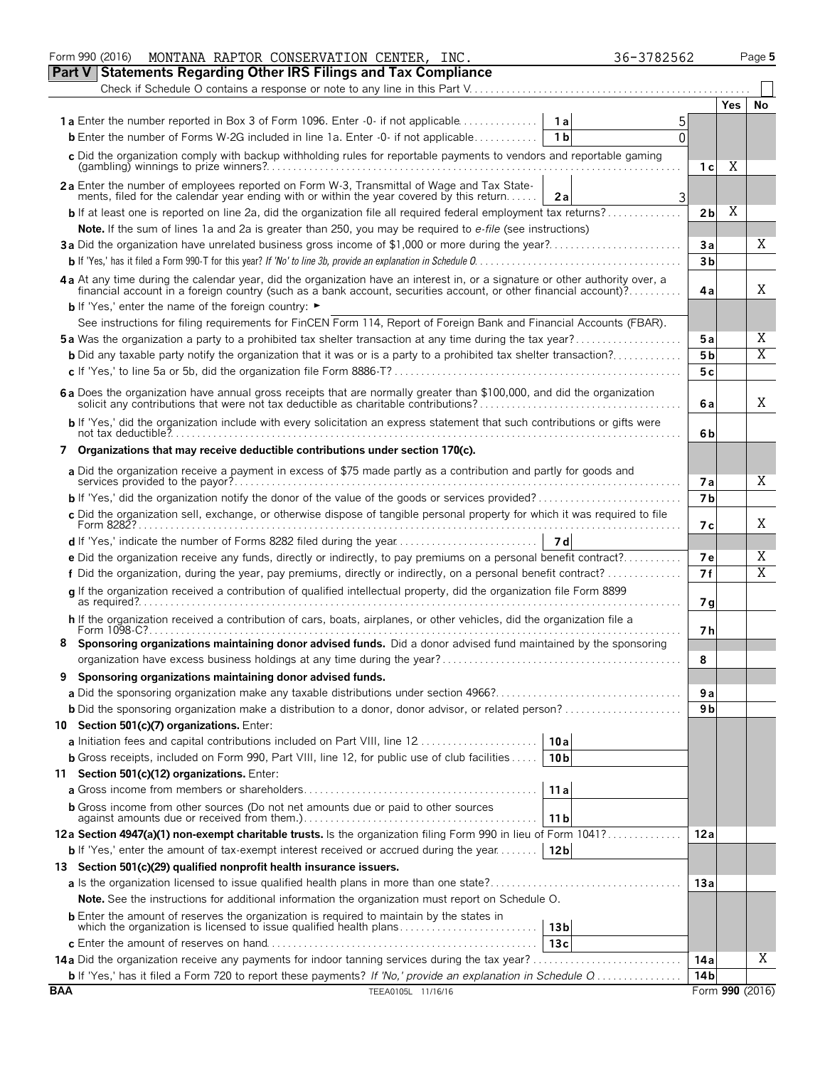Form 990 (2016) MONTANA RAPTOR CONSERVATION CENTER, INC. 36-3782562 Page 5

## Part V Statements Regarding Other IRS Filings and Tax Compliance

Check if Schedule O contains a response or note to any line in this Part V . . . . ☐

| | | | | Yes | No |
|---|---|---|---|---|---|
| **1a** Enter the number reported in Box 3 of Form 1096. Enter -0- if not applicable | 1a | 5 | | | |
| **b** Enter the number of Forms W-2G included in line 1a. Enter -0- if not applicable | 1b | 0 | | | |
| **c** Did the organization comply with backup withholding rules for reportable payments to vendors and reportable gaming (gambling) winnings to prize winners? | | | 1c | X | |
| **2a** Enter the number of employees reported on Form W-3, Transmittal of Wage and Tax Statements, filed for the calendar year ending with or within the year covered by this return | 2a | 3 | | | |
| **b** If at least one is reported on line 2a, did the organization file all required federal employment tax returns? | | | 2b | X | |
| **Note.** If the sum of lines 1a and 2a is greater than 250, you may be required to *e-file* (see instructions) | | | | | |
| **3a** Did the organization have unrelated business gross income of $1,000 or more during the year? | | | 3a | | X |
| **b** If 'Yes,' has it filed a Form 990-T for this year? *If 'No' to line 3b, provide an explanation in Schedule O* | | | 3b | | |
| **4a** At any time during the calendar year, did the organization have an interest in, or a signature or other authority over, a financial account in a foreign country (such as a bank account, securities account, or other financial account)? | | | 4a | | X |
| **b** If 'Yes,' enter the name of the foreign country: ► | | | | | |
| See instructions for filing requirements for FinCEN Form 114, Report of Foreign Bank and Financial Accounts (FBAR). | | | | | |
| **5a** Was the organization a party to a prohibited tax shelter transaction at any time during the tax year? | | | 5a | | X |
| **b** Did any taxable party notify the organization that it was or is a party to a prohibited tax shelter transaction? | | | 5b | | X |
| **c** If 'Yes,' to line 5a or 5b, did the organization file Form 8886-T? | | | 5c | | |
| **6a** Does the organization have annual gross receipts that are normally greater than $100,000, and did the organization solicit any contributions that were not tax deductible as charitable contributions? | | | 6a | | X |
| **b** If 'Yes,' did the organization include with every solicitation an express statement that such contributions or gifts were not tax deductible? | | | 6b | | |
| **7 Organizations that may receive deductible contributions under section 170(c).** | | | | | |
| **a** Did the organization receive a payment in excess of $75 made partly as a contribution and partly for goods and services provided to the payor? | | | 7a | | X |
| **b** If 'Yes,' did the organization notify the donor of the value of the goods or services provided? | | | 7b | | |
| **c** Did the organization sell, exchange, or otherwise dispose of tangible personal property for which it was required to file Form 8282? | | | 7c | | X |
| **d** If 'Yes,' indicate the number of Forms 8282 filed during the year | 7d | | | | |
| **e** Did the organization receive any funds, directly or indirectly, to pay premiums on a personal benefit contract? | | | 7e | | X |
| **f** Did the organization, during the year, pay premiums, directly or indirectly, on a personal benefit contract? | | | 7f | | X |
| **g** If the organization received a contribution of qualified intellectual property, did the organization file Form 8899 as required? | | | 7g | | |
| **h** If the organization received a contribution of cars, boats, airplanes, or other vehicles, did the organization file a Form 1098-C? | | | 7h | | |
| **8 Sponsoring organizations maintaining donor advised funds.** Did a donor advised fund maintained by the sponsoring organization have excess business holdings at any time during the year? | | | 8 | | |
| **9 Sponsoring organizations maintaining donor advised funds.** | | | | | |
| **a** Did the sponsoring organization make any taxable distributions under section 4966? | | | 9a | | |
| **b** Did the sponsoring organization make a distribution to a donor, donor advisor, or related person? | | | 9b | | |
| **10 Section 501(c)(7) organizations.** Enter: | | | | | |
| **a** Initiation fees and capital contributions included on Part VIII, line 12 | 10a | | | | |
| **b** Gross receipts, included on Form 990, Part VIII, line 12, for public use of club facilities | 10b | | | | |
| **11 Section 501(c)(12) organizations.** Enter: | | | | | |
| **a** Gross income from members or shareholders | 11a | | | | |
| **b** Gross income from other sources (Do not net amounts due or paid to other sources against amounts due or received from them.) | 11b | | | | |
| **12a Section 4947(a)(1) non-exempt charitable trusts.** Is the organization filing Form 990 in lieu of Form 1041? | | | 12a | | |
| **b** If 'Yes,' enter the amount of tax-exempt interest received or accrued during the year | 12b | | | | |
| **13 Section 501(c)(29) qualified nonprofit health insurance issuers.** | | | | | |
| **a** Is the organization licensed to issue qualified health plans in more than one state? | | | 13a | | |
| **Note.** See the instructions for additional information the organization must report on Schedule O. | | | | | |
| **b** Enter the amount of reserves the organization is required to maintain by the states in which the organization is licensed to issue qualified health plans | 13b | | | | |
| **c** Enter the amount of reserves on hand | 13c | | | | |
| **14a** Did the organization receive any payments for indoor tanning services during the tax year? | | | 14a | | X |
| **b** If 'Yes,' has it filed a Form 720 to report these payments? *If 'No,' provide an explanation in Schedule O* | | | 14b | | |

BAA TEEA0105L 11/16/16 Form **990** (2016)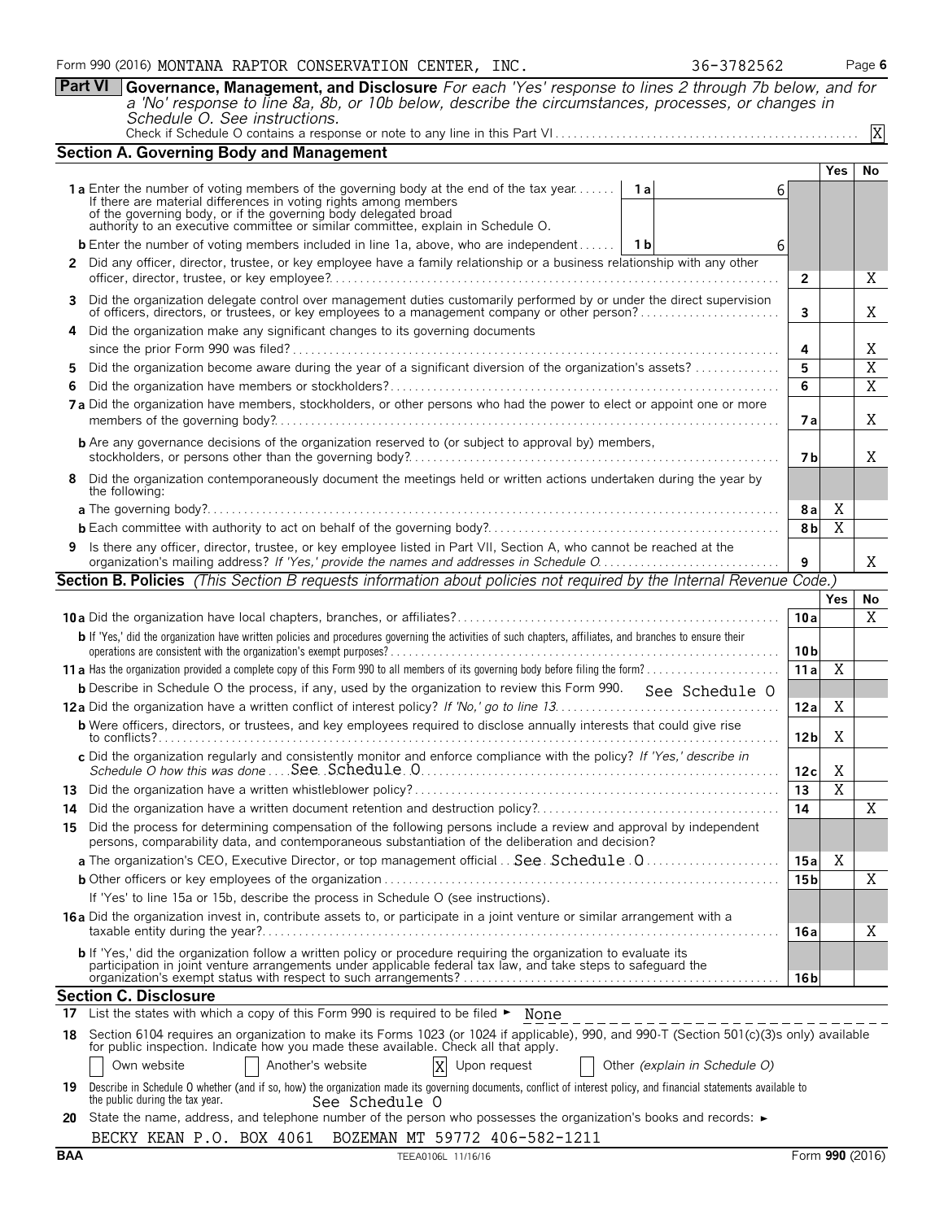Form 990 (2016) MONTANA RAPTOR CONSERVATION CENTER, INC. 36-3782562 Page 6

## Part VI Governance, Management, and Disclosure

*For each 'Yes' response to lines 2 through 7b below, and for a 'No' response to line 8a, 8b, or 10b below, describe the circumstances, processes, or changes in Schedule O. See instructions.*

Check if Schedule O contains a response or note to any line in this Part VI . . . . . . X

### Section A. Governing Body and Management

| | | | Yes | No |
|---|---|---|---|---|
| **1a** Enter the number of voting members of the governing body at the end of the tax year. If there are material differences in voting rights among members of the governing body, or if the governing body delegated broad authority to an executive committee or similar committee, explain in Schedule O. | 1a: 6 | | | |
| **b** Enter the number of voting members included in line 1a, above, who are independent | 1b: 6 | | | |
| **2** Did any officer, director, trustee, or key employee have a family relationship or a business relationship with any other officer, director, trustee, or key employee? | | 2 | | X |
| **3** Did the organization delegate control over management duties customarily performed by or under the direct supervision of officers, directors, or trustees, or key employees to a management company or other person? | | 3 | | X |
| **4** Did the organization make any significant changes to its governing documents since the prior Form 990 was filed? | | 4 | | X |
| **5** Did the organization become aware during the year of a significant diversion of the organization's assets? | | 5 | | X |
| **6** Did the organization have members or stockholders? | | 6 | | X |
| **7a** Did the organization have members, stockholders, or other persons who had the power to elect or appoint one or more members of the governing body? | | 7a | | X |
| **b** Are any governance decisions of the organization reserved to (or subject to approval by) members, stockholders, or persons other than the governing body? | | 7b | | X |
| **8** Did the organization contemporaneously document the meetings held or written actions undertaken during the year by the following: | | | | |
| **a** The governing body? | | 8a | X | |
| **b** Each committee with authority to act on behalf of the governing body? | | 8b | X | |
| **9** Is there any officer, director, trustee, or key employee listed in Part VII, Section A, who cannot be reached at the organization's mailing address? *If 'Yes,' provide the names and addresses in Schedule O* | | 9 | | X |

### Section B. Policies *(This Section B requests information about policies not required by the Internal Revenue Code.)*

| | | Yes | No |
|---|---|---|---|
| **10a** Did the organization have local chapters, branches, or affiliates? | 10a | | X |
| **b** If 'Yes,' did the organization have written policies and procedures governing the activities of such chapters, affiliates, and branches to ensure their operations are consistent with the organization's exempt purposes? | 10b | | |
| **11a** Has the organization provided a complete copy of this Form 990 to all members of its governing body before filing the form? | 11a | X | |
| **b** Describe in Schedule O the process, if any, used by the organization to review this Form 990. See Schedule O | | | |
| **12a** Did the organization have a written conflict of interest policy? *If 'No,' go to line 13* | 12a | X | |
| **b** Were officers, directors, or trustees, and key employees required to disclose annually interests that could give rise to conflicts? | 12b | X | |
| **c** Did the organization regularly and consistently monitor and enforce compliance with the policy? *If 'Yes,' describe in Schedule O how this was done* See Schedule O | 12c | X | |
| **13** Did the organization have a written whistleblower policy? | 13 | X | |
| **14** Did the organization have a written document retention and destruction policy? | 14 | | X |
| **15** Did the process for determining compensation of the following persons include a review and approval by independent persons, comparability data, and contemporaneous substantiation of the deliberation and decision? | | | |
| **a** The organization's CEO, Executive Director, or top management official See Schedule O | 15a | X | |
| **b** Other officers or key employees of the organization | 15b | | X |
| If 'Yes' to line 15a or 15b, describe the process in Schedule O (see instructions). | | | |
| **16a** Did the organization invest in, contribute assets to, or participate in a joint venture or similar arrangement with a taxable entity during the year? | 16a | | X |
| **b** If 'Yes,' did the organization follow a written policy or procedure requiring the organization to evaluate its participation in joint venture arrangements under applicable federal tax law, and take steps to safeguard the organization's exempt status with respect to such arrangements? | 16b | | |

### Section C. Disclosure

**17** List the states with which a copy of this Form 990 is required to be filed ► None

**18** Section 6104 requires an organization to make its Forms 1023 (or 1024 if applicable), 990, and 990-T (Section 501(c)(3)s only) available for public inspection. Indicate how you made these available. Check all that apply.

- [ ] Own website
- [ ] Another's website
- [X] Upon request
- [ ] Other *(explain in Schedule O)*

**19** Describe in Schedule O whether (and if so, how) the organization made its governing documents, conflict of interest policy, and financial statements available to the public during the tax year. See Schedule O

**20** State the name, address, and telephone number of the person who possesses the organization's books and records: ►

BECKY KEAN P.O. BOX 4061 BOZEMAN MT 59772 406-582-1211

BAA TEEA0106L 11/16/16 Form **990** (2016)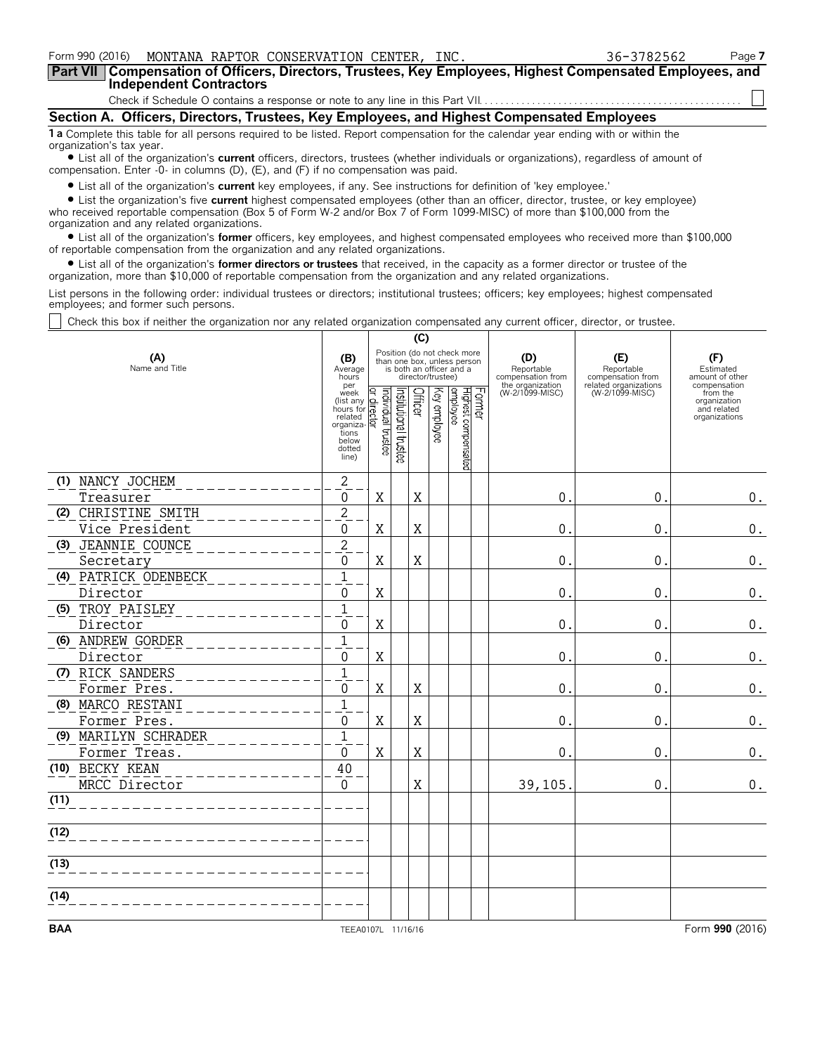Form 990 (2016) MONTANA RAPTOR CONSERVATION CENTER, INC. 36-3782562

## Part VII Compensation of Officers, Directors, Trustees, Key Employees, Highest Compensated Employees, and Independent Contractors

Check if Schedule O contains a response or note to any line in this Part VII. ☐

### Section A. Officers, Directors, Trustees, Key Employees, and Highest Compensated Employees

**1 a** Complete this table for all persons required to be listed. Report compensation for the calendar year ending with or within the organization's tax year.

- List all of the organization's **current** officers, directors, trustees (whether individuals or organizations), regardless of amount of compensation. Enter -0- in columns (D), (E), and (F) if no compensation was paid.
- List all of the organization's **current** key employees, if any. See instructions for definition of 'key employee.'
- List the organization's five **current** highest compensated employees (other than an officer, director, trustee, or key employee) who received reportable compensation (Box 5 of Form W-2 and/or Box 7 of Form 1099-MISC) of more than $100,000 from the organization and any related organizations.
- List all of the organization's **former** officers, key employees, and highest compensated employees who received more than $100,000 of reportable compensation from the organization and any related organizations.
- List all of the organization's **former directors or trustees** that received, in the capacity as a former director or trustee of the organization, more than $10,000 of reportable compensation from the organization and any related organizations.

List persons in the following order: individual trustees or directors; institutional trustees; officers; key employees; highest compensated employees; and former such persons.

☐ Check this box if neither the organization nor any related organization compensated any current officer, director, or trustee.

| (A) Name and Title | (B) Average hours per week (list any hours for related organizations below dotted line) | (C) Position: Individual trustee or director | Institutional trustee | Officer | Key employee | Highest compensated employee | Former | (D) Reportable compensation from the organization (W-2/1099-MISC) | (E) Reportable compensation from related organizations (W-2/1099-MISC) | (F) Estimated amount of other compensation from the organization and related organizations |
|---|---|---|---|---|---|---|---|---|---|---|
| (1) NANCY JOCHEM<br>Treasurer | 2<br>0 | X | | X | | | | 0. | 0. | 0. |
| (2) CHRISTINE SMITH<br>Vice President | 2<br>0 | X | | X | | | | 0. | 0. | 0. |
| (3) JEANNIE COUNCE<br>Secretary | 2<br>0 | X | | X | | | | 0. | 0. | 0. |
| (4) PATRICK ODENBECK<br>Director | 1<br>0 | X | | | | | | 0. | 0. | 0. |
| (5) TROY PAISLEY<br>Director | 1<br>0 | X | | | | | | 0. | 0. | 0. |
| (6) ANDREW GORDER<br>Director | 1<br>0 | X | | | | | | 0. | 0. | 0. |
| (7) RICK SANDERS<br>Former Pres. | 1<br>0 | X | | X | | | | 0. | 0. | 0. |
| (8) MARCO RESTANI<br>Former Pres. | 1<br>0 | X | | X | | | | 0. | 0. | 0. |
| (9) MARILYN SCHRADER<br>Former Treas. | 1<br>0 | X | | X | | | | 0. | 0. | 0. |
| (10) BECKY KEAN<br>MRCC Director | 40<br>0 | | | X | | | | 39,105. | 0. | 0. |
| (11) | | | | | | | | | | |
| (12) | | | | | | | | | | |
| (13) | | | | | | | | | | |
| (14) | | | | | | | | | | |

BAA TEEA0107L 11/16/16 Form 990 (2016)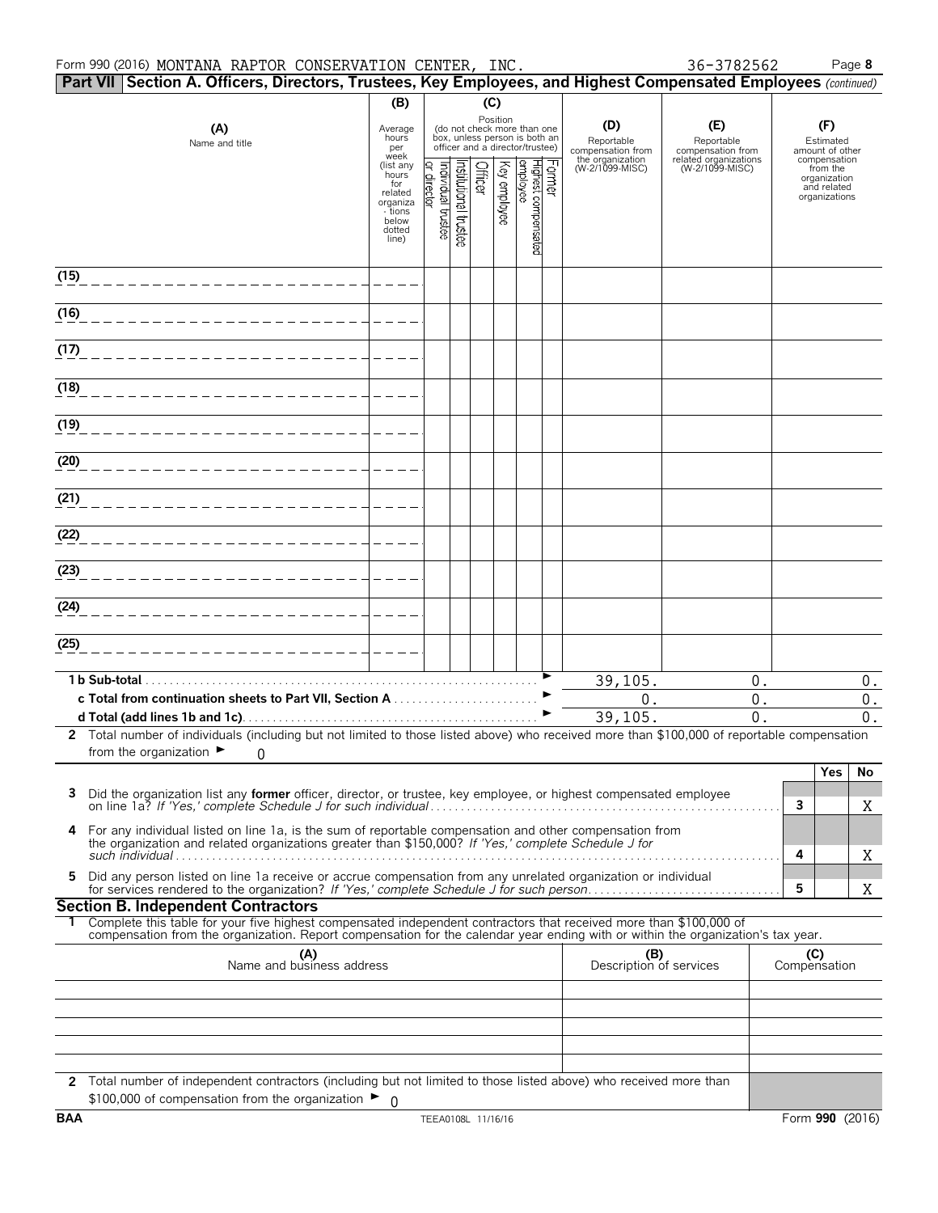Form 990 (2016) MONTANA RAPTOR CONSERVATION CENTER, INC. 36-3782562 Page **8**

**Part VII Section A. Officers, Directors, Trustees, Key Employees, and Highest Compensated Employees** *(continued)*

| (A) Name and title | (B) Average hours per week (list any hours for related organizations below dotted line) | (C) Position: Individual trustee or director | Institutional trustee | Officer | Key employee | Highest compensated employee | Former | (D) Reportable compensation from the organization (W-2/1099-MISC) | (E) Reportable compensation from related organizations (W-2/1099-MISC) | (F) Estimated amount of other compensation from the organization and related organizations |
|---|---|---|---|---|---|---|---|---|---|---|
| (15) | | | | | | | | | | |
| (16) | | | | | | | | | | |
| (17) | | | | | | | | | | |
| (18) | | | | | | | | | | |
| (19) | | | | | | | | | | |
| (20) | | | | | | | | | | |
| (21) | | | | | | | | | | |
| (22) | | | | | | | | | | |
| (23) | | | | | | | | | | |
| (24) | | | | | | | | | | |
| (25) | | | | | | | | | | |
| **1 b Sub-total** | | | | | | | | 39,105. | 0. | 0. |
| **c Total from continuation sheets to Part VII, Section A** | | | | | | | | 0. | 0. | 0. |
| **d Total (add lines 1b and 1c)** | | | | | | | | 39,105. | 0. | 0. |

**2** Total number of individuals (including but not limited to those listed above) who received more than $100,000 of reportable compensation from the organization ► 0

| | | Yes | No |
|---|---|---|---|
| **3** Did the organization list any **former** officer, director, or trustee, key employee, or highest compensated employee on line 1a? *If 'Yes,' complete Schedule J for such individual* | 3 | | X |
| **4** For any individual listed on line 1a, is the sum of reportable compensation and other compensation from the organization and related organizations greater than $150,000? *If 'Yes,' complete Schedule J for such individual* | 4 | | X |
| **5** Did any person listed on line 1a receive or accrue compensation from any unrelated organization or individual for services rendered to the organization? *If 'Yes,' complete Schedule J for such person* | 5 | | X |

**Section B. Independent Contractors**

**1** Complete this table for your five highest compensated independent contractors that received more than $100,000 of compensation from the organization. Report compensation for the calendar year ending with or within the organization's tax year.

| (A) Name and business address | (B) Description of services | (C) Compensation |
|---|---|---|
| | | |
| | | |
| | | |
| | | |
| | | |

**2** Total number of independent contractors (including but not limited to those listed above) who received more than $100,000 of compensation from the organization ► 0

BAA TEEA0108L 11/16/16 Form **990** (2016)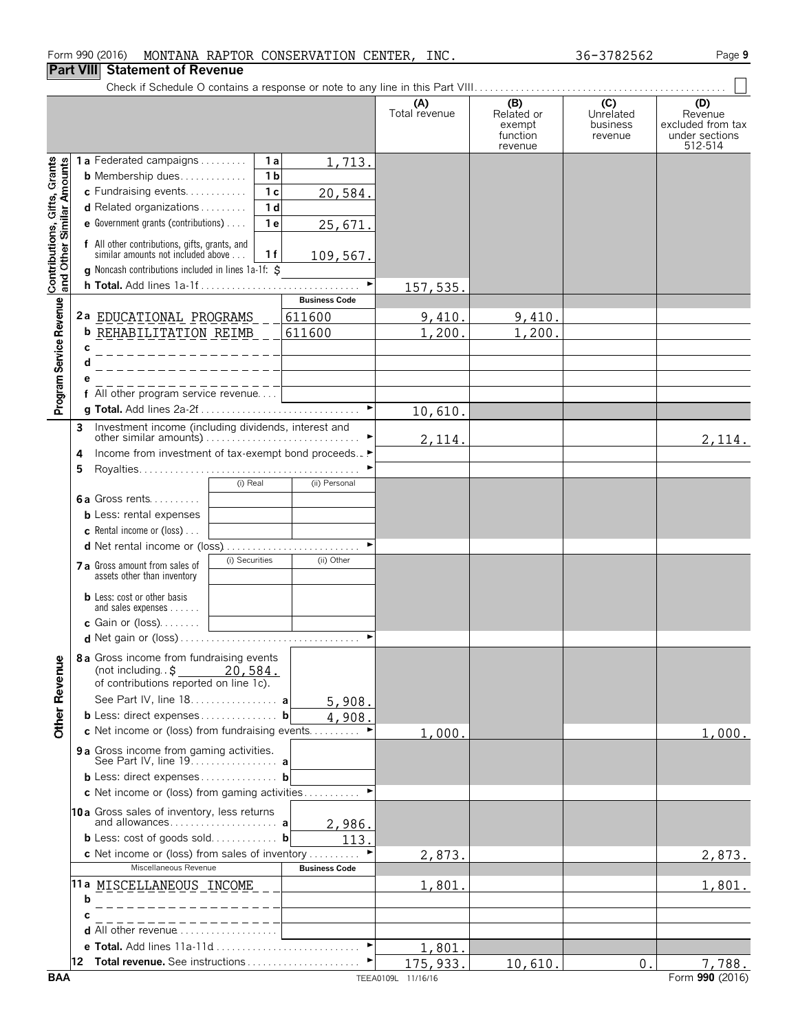Form 990 (2016) MONTANA RAPTOR CONSERVATION CENTER, INC. 36-3782562 Page 9

## Part VIII Statement of Revenue

Check if Schedule O contains a response or note to any line in this Part VIII. . . . . . . . . . . . . . . . . . . . . . . . . . . . . . . . . . . . . . . . . . . . . . . . . ☐

| | | | | (A) Total revenue | (B) Related or exempt function revenue | (C) Unrelated business revenue | (D) Revenue excluded from tax under sections 512-514 |
|---|---|---|---|---|---|---|---|
| **Contributions, Gifts, Grants and Other Similar Amounts** | **1a** Federated campaigns | 1a | 1,713. | | | | |
| | **b** Membership dues | 1b | | | | | |
| | **c** Fundraising events | 1c | 20,584. | | | | |
| | **d** Related organizations | 1d | | | | | |
| | **e** Government grants (contributions) | 1e | 25,671. | | | | |
| | **f** All other contributions, gifts, grants, and similar amounts not included above | 1f | 109,567. | | | | |
| | **g** Noncash contributions included in lines 1a-1f: $ | | | | | | |
| | **h Total.** Add lines 1a-1f | | | 157,535. | | | |
| **Program Service Revenue** | | | **Business Code** | | | | |
| | **2a** EDUCATIONAL PROGRAMS | | 611600 | 9,410. | 9,410. | | |
| | **b** REHABILITATION REIMB | | 611600 | 1,200. | 1,200. | | |
| | **c** | | | | | | |
| | **d** | | | | | | |
| | **e** | | | | | | |
| | **f** All other program service revenue | | | | | | |
| | **g Total.** Add lines 2a-2f | | | 10,610. | | | |
| **Other Revenue** | **3** Investment income (including dividends, interest and other similar amounts) | | | 2,114. | | | 2,114. |
| | **4** Income from investment of tax-exempt bond proceeds | | | | | | |
| | **5** Royalties | | | | | | |
| | | (i) Real | (ii) Personal | | | | |
| | **6a** Gross rents | | | | | | |
| | **b** Less: rental expenses | | | | | | |
| | **c** Rental income or (loss) | | | | | | |
| | **d** Net rental income or (loss) | | | | | | |
| | | (i) Securities | (ii) Other | | | | |
| | **7a** Gross amount from sales of assets other than inventory | | | | | | |
| | **b** Less: cost or other basis and sales expenses | | | | | | |
| | **c** Gain or (loss) | | | | | | |
| | **d** Net gain or (loss) | | | | | | |
| | **8a** Gross income from fundraising events (not including $ 20,584. of contributions reported on line 1c). See Part IV, line 18 | a | 5,908. | | | | |
| | **b** Less: direct expenses | b | 4,908. | | | | |
| | **c** Net income or (loss) from fundraising events | | | 1,000. | | | 1,000. |
| | **9a** Gross income from gaming activities. See Part IV, line 19 | a | | | | | |
| | **b** Less: direct expenses | b | | | | | |
| | **c** Net income or (loss) from gaming activities | | | | | | |
| | **10a** Gross sales of inventory, less returns and allowances | a | 2,986. | | | | |
| | **b** Less: cost of goods sold | b | 113. | | | | |
| | **c** Net income or (loss) from sales of inventory | | | 2,873. | | | 2,873. |
| | Miscellaneous Revenue | | **Business Code** | | | | |
| | **11a** MISCELLANEOUS INCOME | | | 1,801. | | | 1,801. |
| | **b** | | | | | | |
| | **c** | | | | | | |
| | **d** All other revenue | | | | | | |
| | **e Total.** Add lines 11a-11d | | | 1,801. | | | |
| | **12 Total revenue.** See instructions | | | 175,933. | 10,610. | 0. | 7,788. |

BAA TEEA0109L 11/16/16 Form **990** (2016)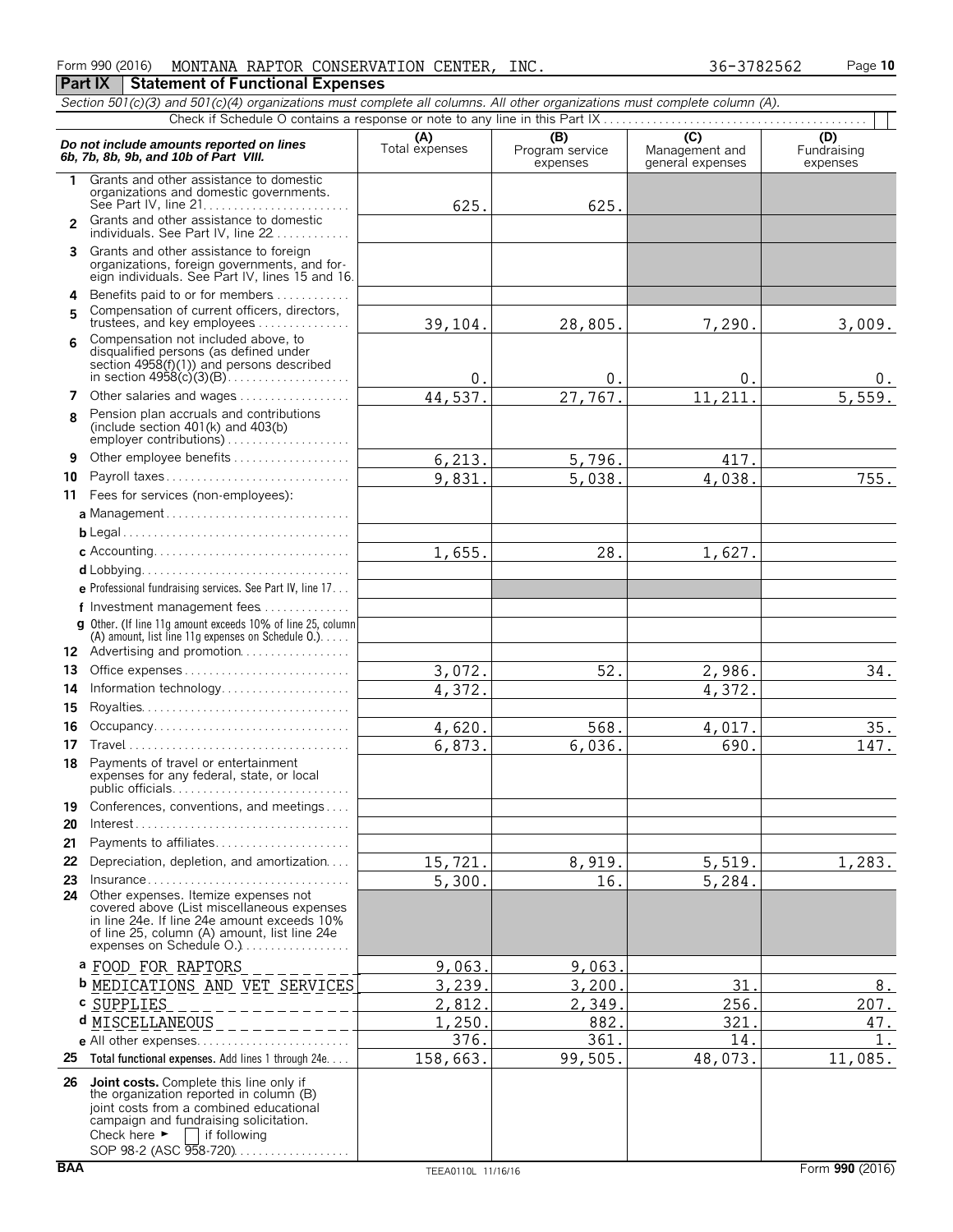Form 990 (2016) MONTANA RAPTOR CONSERVATION CENTER, INC. 36-3782562

## Part IX Statement of Functional Expenses

*Section 501(c)(3) and 501(c)(4) organizations must complete all columns. All other organizations must complete column (A).*

Check if Schedule O contains a response or note to any line in this Part IX

| *Do not include amounts reported on lines 6b, 7b, 8b, 9b, and 10b of Part VIII.* | (A) Total expenses | (B) Program service expenses | (C) Management and general expenses | (D) Fundraising expenses |
|---|---|---|---|---|
| 1 Grants and other assistance to domestic organizations and domestic governments. See Part IV, line 21 | 625. | 625. | | |
| 2 Grants and other assistance to domestic individuals. See Part IV, line 22 | | | | |
| 3 Grants and other assistance to foreign organizations, foreign governments, and foreign individuals. See Part IV, lines 15 and 16 | | | | |
| 4 Benefits paid to or for members | | | | |
| 5 Compensation of current officers, directors, trustees, and key employees | 39,104. | 28,805. | 7,290. | 3,009. |
| 6 Compensation not included above, to disqualified persons (as defined under section 4958(f)(1)) and persons described in section 4958(c)(3)(B) | 0. | 0. | 0. | 0. |
| 7 Other salaries and wages | 44,537. | 27,767. | 11,211. | 5,559. |
| 8 Pension plan accruals and contributions (include section 401(k) and 403(b) employer contributions) | | | | |
| 9 Other employee benefits | 6,213. | 5,796. | 417. | |
| 10 Payroll taxes | 9,831. | 5,038. | 4,038. | 755. |
| 11 Fees for services (non-employees): | | | | |
| a Management | | | | |
| b Legal | | | | |
| c Accounting | 1,655. | 28. | 1,627. | |
| d Lobbying | | | | |
| e Professional fundraising services. See Part IV, line 17 | | | | |
| f Investment management fees | | | | |
| g Other. (If line 11g amount exceeds 10% of line 25, column (A) amount, list line 11g expenses on Schedule O.) | | | | |
| 12 Advertising and promotion | | | | |
| 13 Office expenses | 3,072. | 52. | 2,986. | 34. |
| 14 Information technology | 4,372. | | 4,372. | |
| 15 Royalties | | | | |
| 16 Occupancy | 4,620. | 568. | 4,017. | 35. |
| 17 Travel | 6,873. | 6,036. | 690. | 147. |
| 18 Payments of travel or entertainment expenses for any federal, state, or local public officials | | | | |
| 19 Conferences, conventions, and meetings | | | | |
| 20 Interest | | | | |
| 21 Payments to affiliates | | | | |
| 22 Depreciation, depletion, and amortization | 15,721. | 8,919. | 5,519. | 1,283. |
| 23 Insurance | 5,300. | 16. | 5,284. | |
| 24 Other expenses. Itemize expenses not covered above (List miscellaneous expenses in line 24e. If line 24e amount exceeds 10% of line 25, column (A) amount, list line 24e expenses on Schedule O.) | | | | |
| a FOOD FOR RAPTORS | 9,063. | 9,063. | | |
| b MEDICATIONS AND VET SERVICES | 3,239. | 3,200. | 31. | 8. |
| c SUPPLIES | 2,812. | 2,349. | 256. | 207. |
| d MISCELLANEOUS | 1,250. | 882. | 321. | 47. |
| e All other expenses | 376. | 361. | 14. | 1. |
| 25 **Total functional expenses.** Add lines 1 through 24e | 158,663. | 99,505. | 48,073. | 11,085. |
| 26 **Joint costs.** Complete this line only if the organization reported in column (B) joint costs from a combined educational campaign and fundraising solicitation. Check here ► ☐ if following SOP 98-2 (ASC 958-720) | | | | |

BAA TEEA0110L 11/16/16 Form **990** (2016)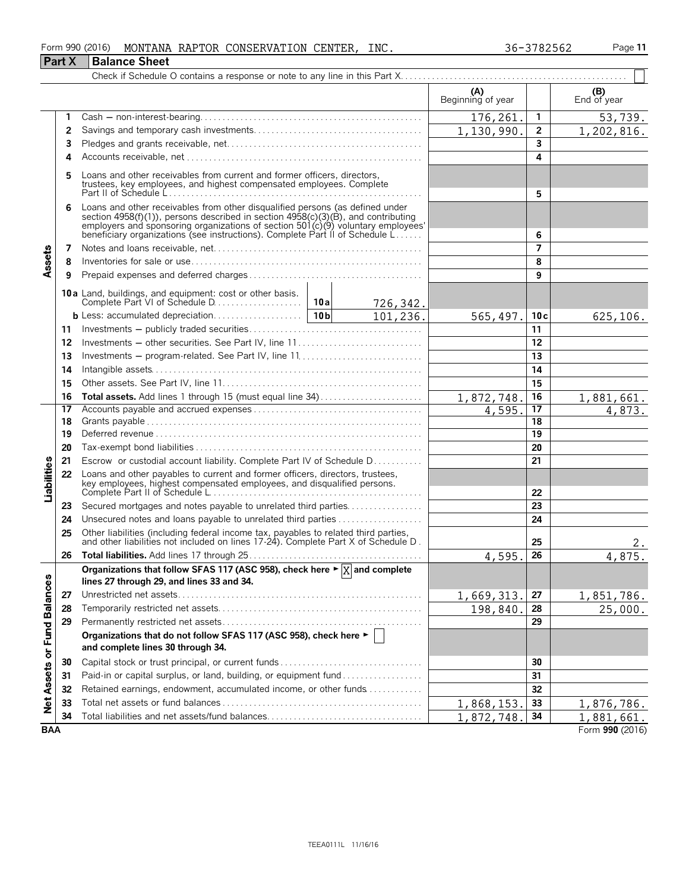Form 990 (2016) MONTANA RAPTOR CONSERVATION CENTER, INC. 36-3782562

## Part X Balance Sheet

Check if Schedule O contains a response or note to any line in this Part X. ☐

| | | | (A) Beginning of year | | (B) End of year |
|---|---|---|---|---|---|
| **Assets** | 1 | Cash — non-interest-bearing | 176,261. | 1 | 53,739. |
| | 2 | Savings and temporary cash investments | 1,130,990. | 2 | 1,202,816. |
| | 3 | Pledges and grants receivable, net | | 3 | |
| | 4 | Accounts receivable, net | | 4 | |
| | 5 | Loans and other receivables from current and former officers, directors, trustees, key employees, and highest compensated employees. Complete Part II of Schedule L | | 5 | |
| | 6 | Loans and other receivables from other disqualified persons (as defined under section 4958(f)(1)), persons described in section 4958(c)(3)(B), and contributing employers and sponsoring organizations of section 501(c)(9) voluntary employees' beneficiary organizations (see instructions). Complete Part II of Schedule L | | 6 | |
| | 7 | Notes and loans receivable, net | | 7 | |
| | 8 | Inventories for sale or use | | 8 | |
| | 9 | Prepaid expenses and deferred charges | | 9 | |
| | 10a | Land, buildings, and equipment: cost or other basis. Complete Part VI of Schedule D — 10a: 726,342. | | | |
| | b | Less: accumulated depreciation — 10b: 101,236. | 565,497. | 10c | 625,106. |
| | 11 | Investments — publicly traded securities | | 11 | |
| | 12 | Investments — other securities. See Part IV, line 11 | | 12 | |
| | 13 | Investments — program-related. See Part IV, line 11 | | 13 | |
| | 14 | Intangible assets | | 14 | |
| | 15 | Other assets. See Part IV, line 11 | | 15 | |
| | 16 | **Total assets.** Add lines 1 through 15 (must equal line 34) | 1,872,748. | 16 | 1,881,661. |
| **Liabilities** | 17 | Accounts payable and accrued expenses | 4,595. | 17 | 4,873. |
| | 18 | Grants payable | | 18 | |
| | 19 | Deferred revenue | | 19 | |
| | 20 | Tax-exempt bond liabilities | | 20 | |
| | 21 | Escrow or custodial account liability. Complete Part IV of Schedule D | | 21 | |
| | 22 | Loans and other payables to current and former officers, directors, trustees, key employees, highest compensated employees, and disqualified persons. Complete Part II of Schedule L | | 22 | |
| | 23 | Secured mortgages and notes payable to unrelated third parties | | 23 | |
| | 24 | Unsecured notes and loans payable to unrelated third parties | | 24 | |
| | 25 | Other liabilities (including federal income tax, payables to related third parties, and other liabilities not included on lines 17-24). Complete Part X of Schedule D | | 25 | 2. |
| | 26 | **Total liabilities.** Add lines 17 through 25 | 4,595. | 26 | 4,875. |
| **Net Assets or Fund Balances** | | **Organizations that follow SFAS 117 (ASC 958), check here ► [X] and complete lines 27 through 29, and lines 33 and 34.** | | | |
| | 27 | Unrestricted net assets | 1,669,313. | 27 | 1,851,786. |
| | 28 | Temporarily restricted net assets | 198,840. | 28 | 25,000. |
| | 29 | Permanently restricted net assets | | 29 | |
| | | **Organizations that do not follow SFAS 117 (ASC 958), check here ► [ ] and complete lines 30 through 34.** | | | |
| | 30 | Capital stock or trust principal, or current funds | | 30 | |
| | 31 | Paid-in or capital surplus, or land, building, or equipment fund | | 31 | |
| | 32 | Retained earnings, endowment, accumulated income, or other funds | | 32 | |
| | 33 | Total net assets or fund balances | 1,868,153. | 33 | 1,876,786. |
| | 34 | Total liabilities and net assets/fund balances | 1,872,748. | 34 | 1,881,661. |

BAA Form **990** (2016)

TEEA0111L 11/16/16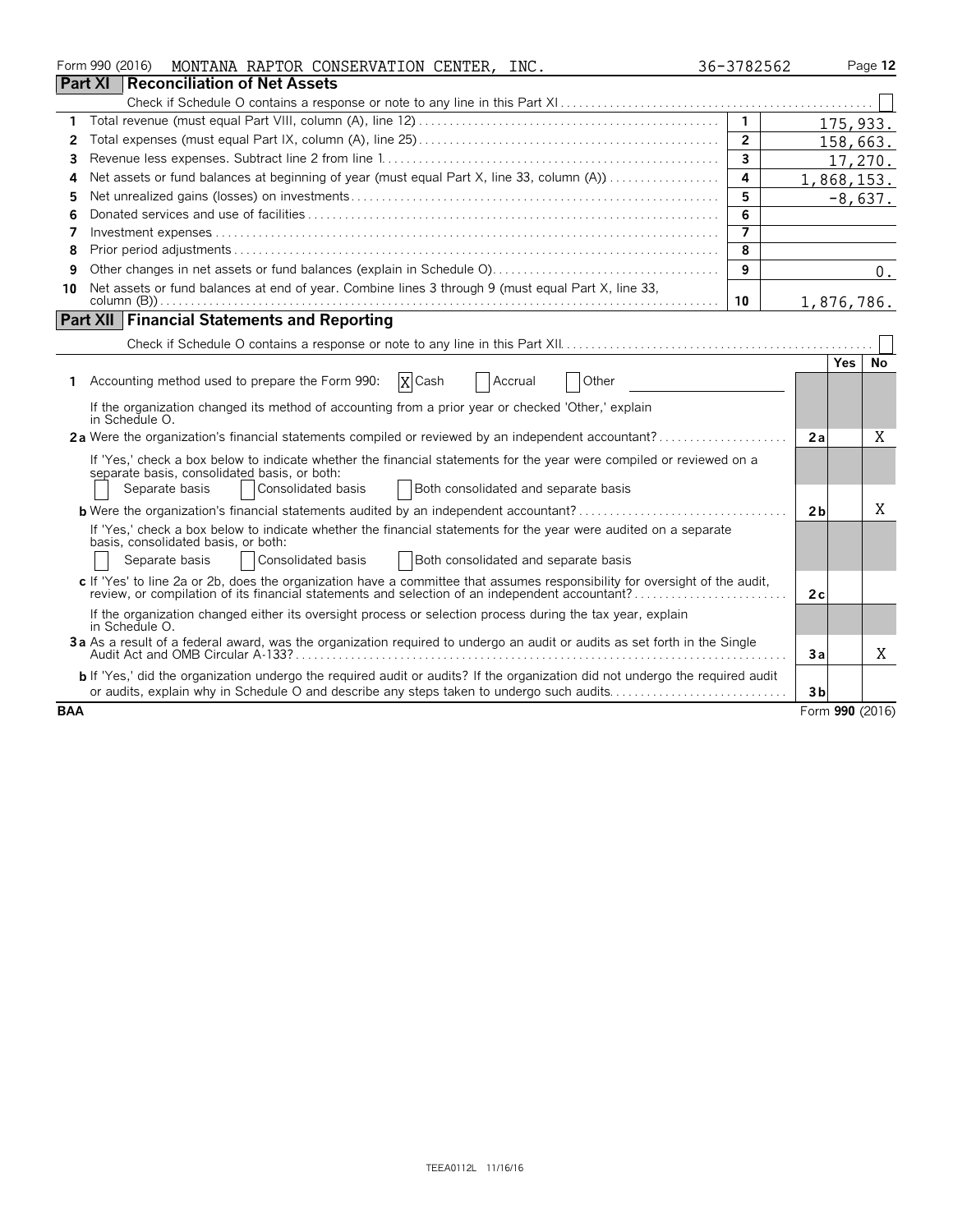Form 990 (2016) MONTANA RAPTOR CONSERVATION CENTER, INC. 36-3782562

## Part XI Reconciliation of Net Assets

Check if Schedule O contains a response or note to any line in this Part XI . . . ☐

| | | Line | Amount |
|---|---|---|---|
| 1 | Total revenue (must equal Part VIII, column (A), line 12) | 1 | 175,933. |
| 2 | Total expenses (must equal Part IX, column (A), line 25) | 2 | 158,663. |
| 3 | Revenue less expenses. Subtract line 2 from line 1 | 3 | 17,270. |
| 4 | Net assets or fund balances at beginning of year (must equal Part X, line 33, column (A)) | 4 | 1,868,153. |
| 5 | Net unrealized gains (losses) on investments | 5 | -8,637. |
| 6 | Donated services and use of facilities | 6 | |
| 7 | Investment expenses | 7 | |
| 8 | Prior period adjustments | 8 | |
| 9 | Other changes in net assets or fund balances (explain in Schedule O) | 9 | 0. |
| 10 | Net assets or fund balances at end of year. Combine lines 3 through 9 (must equal Part X, line 33, column (B)) | 10 | 1,876,786. |

## Part XII Financial Statements and Reporting

Check if Schedule O contains a response or note to any line in this Part XII . . . ☐

| | | | Yes | No |
|---|---|---|---|---|
| 1 | Accounting method used to prepare the Form 990: ☒ Cash ☐ Accrual ☐ Other | | | |
| | If the organization changed its method of accounting from a prior year or checked 'Other,' explain in Schedule O. | | | |
| 2a | Were the organization's financial statements compiled or reviewed by an independent accountant? | 2a | | X |
| | If 'Yes,' check a box below to indicate whether the financial statements for the year were compiled or reviewed on a separate basis, consolidated basis, or both: ☐ Separate basis ☐ Consolidated basis ☐ Both consolidated and separate basis | | | |
| b | Were the organization's financial statements audited by an independent accountant? | 2b | | X |
| | If 'Yes,' check a box below to indicate whether the financial statements for the year were audited on a separate basis, consolidated basis, or both: ☐ Separate basis ☐ Consolidated basis ☐ Both consolidated and separate basis | | | |
| c | If 'Yes' to line 2a or 2b, does the organization have a committee that assumes responsibility for oversight of the audit, review, or compilation of its financial statements and selection of an independent accountant? | 2c | | |
| | If the organization changed either its oversight process or selection process during the tax year, explain in Schedule O. | | | |
| 3a | As a result of a federal award, was the organization required to undergo an audit or audits as set forth in the Single Audit Act and OMB Circular A-133? | 3a | | X |
| b | If 'Yes,' did the organization undergo the required audit or audits? If the organization did not undergo the required audit or audits, explain why in Schedule O and describe any steps taken to undergo such audits | 3b | | |

BAA Form 990 (2016)

TEEA0112L 11/16/16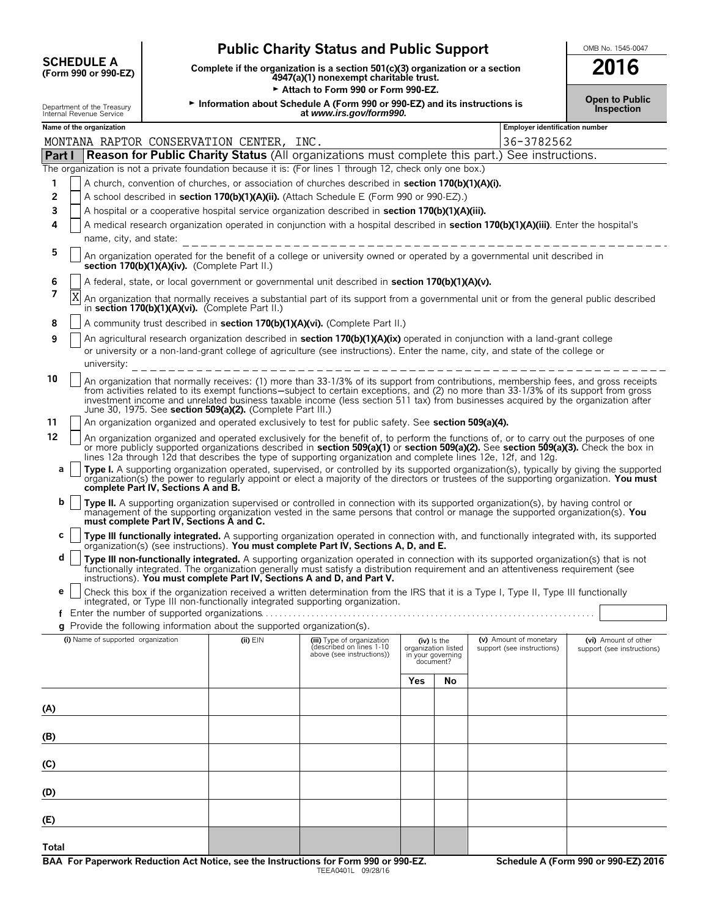**SCHEDULE A**
**(Form 990 or 990-EZ)**

Department of the Treasury
Internal Revenue Service

# Public Charity Status and Public Support

**Complete if the organization is a section 501(c)(3) organization or a section 4947(a)(1) nonexempt charitable trust.**

► **Attach to Form 990 or Form 990-EZ.**

► **Information about Schedule A (Form 990 or 990-EZ) and its instructions is at *www.irs.gov/form990*.**

OMB No. 1545-0047

**2016**

**Open to Public Inspection**

| Name of the organization | Employer identification number |
|---|---|
| MONTANA RAPTOR CONSERVATION CENTER, INC. | 36-3782562 |

## Part I — Reason for Public Charity Status (All organizations must complete this part.) See instructions.

The organization is not a private foundation because it is: (For lines 1 through 12, check only one box.)

1. [ ] A church, convention of churches, or association of churches described in **section 170(b)(1)(A)(i).**
2. [ ] A school described in **section 170(b)(1)(A)(ii).** (Attach Schedule E (Form 990 or 990-EZ).)
3. [ ] A hospital or a cooperative hospital service organization described in **section 170(b)(1)(A)(iii).**
4. [ ] A medical research organization operated in conjunction with a hospital described in **section 170(b)(1)(A)(iii)**. Enter the hospital's name, city, and state:
5. [ ] An organization operated for the benefit of a college or university owned or operated by a governmental unit described in **section 170(b)(1)(A)(iv).** (Complete Part II.)
6. [ ] A federal, state, or local government or governmental unit described in **section 170(b)(1)(A)(v).**
7. [X] An organization that normally receives a substantial part of its support from a governmental unit or from the general public described in **section 170(b)(1)(A)(vi).** (Complete Part II.)
8. [ ] A community trust described in **section 170(b)(1)(A)(vi).** (Complete Part II.)
9. [ ] An agricultural research organization described in **section 170(b)(1)(A)(ix)** operated in conjunction with a land-grant college or university or a non-land-grant college of agriculture (see instructions). Enter the name, city, and state of the college or university:
10. [ ] An organization that normally receives: (1) more than 33-1/3% of its support from contributions, membership fees, and gross receipts from activities related to its exempt functions—subject to certain exceptions, and (2) no more than 33-1/3% of its support from gross investment income and unrelated business taxable income (less section 511 tax) from businesses acquired by the organization after June 30, 1975. See **section 509(a)(2).** (Complete Part III.)
11. [ ] An organization organized and operated exclusively to test for public safety. See **section 509(a)(4).**
12. [ ] An organization organized and operated exclusively for the benefit of, to perform the functions of, or to carry out the purposes of one or more publicly supported organizations described in **section 509(a)(1)** or **section 509(a)(2).** See **section 509(a)(3).** Check the box in lines 12a through 12d that describes the type of supporting organization and complete lines 12e, 12f, and 12g.
   - **a** [ ] **Type I.** A supporting organization operated, supervised, or controlled by its supported organization(s), typically by giving the supported organization(s) the power to regularly appoint or elect a majority of the directors or trustees of the supporting organization. **You must complete Part IV, Sections A and B.**
   - **b** [ ] **Type II.** A supporting organization supervised or controlled in connection with its supported organization(s), by having control or management of the supporting organization vested in the same persons that control or manage the supported organization(s). **You must complete Part IV, Sections A and C.**
   - **c** [ ] **Type III functionally integrated.** A supporting organization operated in connection with, and functionally integrated with, its supported organization(s) (see instructions). **You must complete Part IV, Sections A, D, and E.**
   - **d** [ ] **Type III non-functionally integrated.** A supporting organization operated in connection with its supported organization(s) that is not functionally integrated. The organization generally must satisfy a distribution requirement and an attentiveness requirement (see instructions). **You must complete Part IV, Sections A and D, and Part V.**
   - **e** [ ] Check this box if the organization received a written determination from the IRS that it is a Type I, Type II, Type III functionally integrated, or Type III non-functionally integrated supporting organization.
   - **f** Enter the number of supported organizations
   - **g** Provide the following information about the supported organization(s).

| (i) Name of supported organization | (ii) EIN | (iii) Type of organization (described on lines 1-10 above (see instructions)) | (iv) Is the organization listed in your governing document? Yes | No | (v) Amount of monetary support (see instructions) | (vi) Amount of other support (see instructions) |
|---|---|---|---|---|---|---|
| (A) | | | | | | |
| (B) | | | | | | |
| (C) | | | | | | |
| (D) | | | | | | |
| (E) | | | | | | |
| Total | | | | | | |

**BAA For Paperwork Reduction Act Notice, see the Instructions for Form 990 or 990-EZ.** TEEA0401L 09/28/16 **Schedule A (Form 990 or 990-EZ) 2016**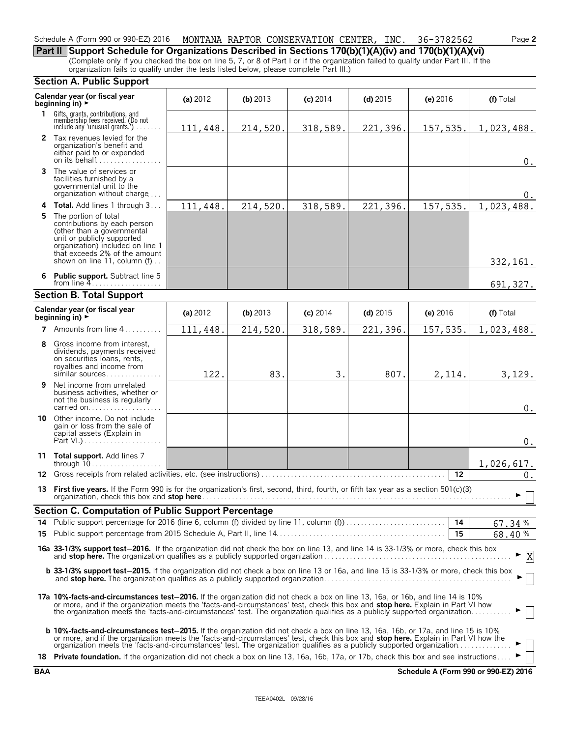Schedule A (Form 990 or 990-EZ) 2016 MONTANA RAPTOR CONSERVATION CENTER, INC. 36-3782562 Page **2**

## Part II Support Schedule for Organizations Described in Sections 170(b)(1)(A)(iv) and 170(b)(1)(A)(vi)

(Complete only if you checked the box on line 5, 7, or 8 of Part I or if the organization failed to qualify under Part III. If the organization fails to qualify under the tests listed below, please complete Part III.)

### Section A. Public Support

| Calendar year (or fiscal year beginning in) ► | (a) 2012 | (b) 2013 | (c) 2014 | (d) 2015 | (e) 2016 | (f) Total |
|---|---|---|---|---|---|---|
| **1** Gifts, grants, contributions, and membership fees received. (Do not include any 'unusual grants.') | 111,448. | 214,520. | 318,589. | 221,396. | 157,535. | 1,023,488. |
| **2** Tax revenues levied for the organization's benefit and either paid to or expended on its behalf | | | | | | 0. |
| **3** The value of services or facilities furnished by a governmental unit to the organization without charge | | | | | | 0. |
| **4 Total.** Add lines 1 through 3 | 111,448. | 214,520. | 318,589. | 221,396. | 157,535. | 1,023,488. |
| **5** The portion of total contributions by each person (other than a governmental unit or publicly supported organization) included on line 1 that exceeds 2% of the amount shown on line 11, column (f) | | | | | | 332,161. |
| **6 Public support.** Subtract line 5 from line 4 | | | | | | 691,327. |

### Section B. Total Support

| Calendar year (or fiscal year beginning in) ► | (a) 2012 | (b) 2013 | (c) 2014 | (d) 2015 | (e) 2016 | (f) Total |
|---|---|---|---|---|---|---|
| **7** Amounts from line 4 | 111,448. | 214,520. | 318,589. | 221,396. | 157,535. | 1,023,488. |
| **8** Gross income from interest, dividends, payments received on securities loans, rents, royalties and income from similar sources | 122. | 83. | 3. | 807. | 2,114. | 3,129. |
| **9** Net income from unrelated business activities, whether or not the business is regularly carried on | | | | | | 0. |
| **10** Other income. Do not include gain or loss from the sale of capital assets (Explain in Part VI.) | | | | | | 0. |
| **11 Total support.** Add lines 7 through 10 | | | | | | 1,026,617. |

**12** Gross receipts from related activities, etc. (see instructions) **12** 0.

**13 First five years.** If the Form 990 is for the organization's first, second, third, fourth, or fifth tax year as a section 501(c)(3) organization, check this box and **stop here** ► ☐

### Section C. Computation of Public Support Percentage

**14** Public support percentage for 2016 (line 6, column (f) divided by line 11, column (f)) **14** 67.34 %

**15** Public support percentage from 2015 Schedule A, Part II, line 14 **15** 68.40 %

**16a 33-1/3% support test–2016.** If the organization did not check the box on line 13, and line 14 is 33-1/3% or more, check this box and **stop here.** The organization qualifies as a publicly supported organization ► ☒

**b 33-1/3% support test–2015.** If the organization did not check a box on line 13 or 16a, and line 15 is 33-1/3% or more, check this box and **stop here.** The organization qualifies as a publicly supported organization ► ☐

**17a 10%-facts-and-circumstances test–2016.** If the organization did not check a box on line 13, 16a, or 16b, and line 14 is 10% or more, and if the organization meets the 'facts-and-circumstances' test, check this box and **stop here.** Explain in Part VI how the organization meets the 'facts-and-circumstances' test. The organization qualifies as a publicly supported organization ► ☐

**b 10%-facts-and-circumstances test–2015.** If the organization did not check a box on line 13, 16a, 16b, or 17a, and line 15 is 10% or more, and if the organization meets the 'facts-and-circumstances' test, check this box and **stop here.** Explain in Part VI how the organization meets the 'facts-and-circumstances' test. The organization qualifies as a publicly supported organization ► ☐

**18 Private foundation.** If the organization did not check a box on line 13, 16a, 16b, 17a, or 17b, check this box and see instructions ► ☐

BAA **Schedule A (Form 990 or 990-EZ) 2016**

TEEA0402L 09/28/16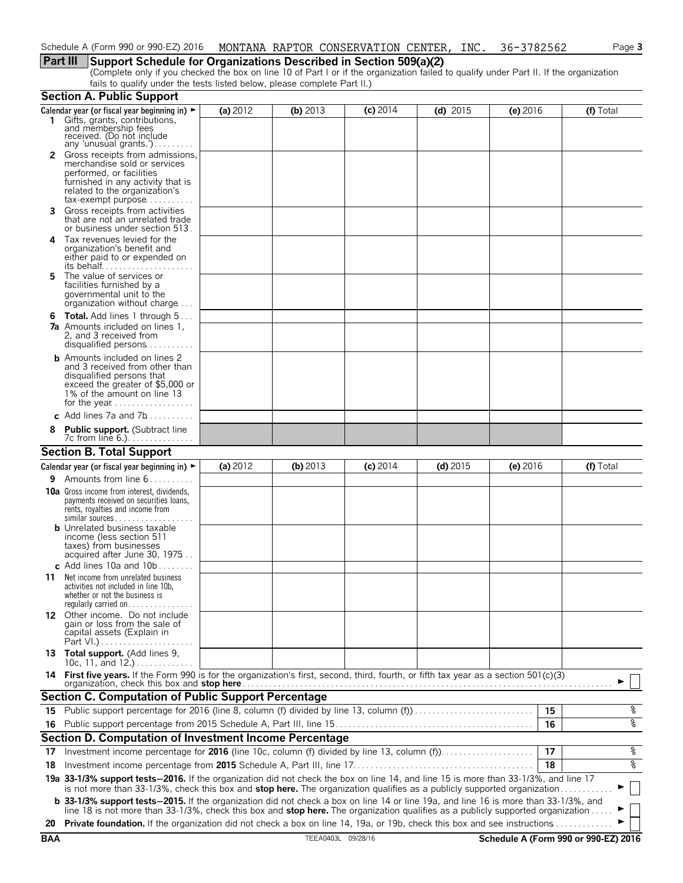Schedule A (Form 990 or 990-EZ) 2016 MONTANA RAPTOR CONSERVATION CENTER, INC. 36-3782562 Page 3

## Part III Support Schedule for Organizations Described in Section 509(a)(2)

(Complete only if you checked the box on line 10 of Part I or if the organization failed to qualify under Part II. If the organization fails to qualify under the tests listed below, please complete Part II.)

### Section A. Public Support

| Calendar year (or fiscal year beginning in) ► | (a) 2012 | (b) 2013 | (c) 2014 | (d) 2015 | (e) 2016 | (f) Total |
|---|---|---|---|---|---|---|
| **1** Gifts, grants, contributions, and membership fees received. (Do not include any 'unusual grants.') | | | | | | |
| **2** Gross receipts from admissions, merchandise sold or services performed, or facilities furnished in any activity that is related to the organization's tax-exempt purpose | | | | | | |
| **3** Gross receipts from activities that are not an unrelated trade or business under section 513 | | | | | | |
| **4** Tax revenues levied for the organization's benefit and either paid to or expended on its behalf | | | | | | |
| **5** The value of services or facilities furnished by a governmental unit to the organization without charge | | | | | | |
| **6** **Total.** Add lines 1 through 5 | | | | | | |
| **7a** Amounts included on lines 1, 2, and 3 received from disqualified persons | | | | | | |
| **b** Amounts included on lines 2 and 3 received from other than disqualified persons that exceed the greater of $5,000 or 1% of the amount on line 13 for the year | | | | | | |
| **c** Add lines 7a and 7b | | | | | | |
| **8** **Public support.** (Subtract line 7c from line 6.) | | | | | | |

### Section B. Total Support

| Calendar year (or fiscal year beginning in) ► | (a) 2012 | (b) 2013 | (c) 2014 | (d) 2015 | (e) 2016 | (f) Total |
|---|---|---|---|---|---|---|
| **9** Amounts from line 6 | | | | | | |
| **10a** Gross income from interest, dividends, payments received on securities loans, rents, royalties and income from similar sources | | | | | | |
| **b** Unrelated business taxable income (less section 511 taxes) from businesses acquired after June 30, 1975 | | | | | | |
| **c** Add lines 10a and 10b | | | | | | |
| **11** Net income from unrelated business activities not included in line 10b, whether or not the business is regularly carried on | | | | | | |
| **12** Other income. Do not include gain or loss from the sale of capital assets (Explain in Part VI.) | | | | | | |
| **13** **Total support.** (Add lines 9, 10c, 11, and 12.) | | | | | | |

**14** **First five years.** If the Form 990 is for the organization's first, second, third, fourth, or fifth tax year as a section 501(c)(3) organization, check this box and **stop here** ► ☐

### Section C. Computation of Public Support Percentage

| | | | |
|---|---|---|---|
| **15** | Public support percentage for 2016 (line 8, column (f) divided by line 13, column (f)) | 15 | % |
| **16** | Public support percentage from 2015 Schedule A, Part III, line 15 | 16 | % |

### Section D. Computation of Investment Income Percentage

| | | | |
|---|---|---|---|
| **17** | Investment income percentage for **2016** (line 10c, column (f) divided by line 13, column (f)) | 17 | % |
| **18** | Investment income percentage from **2015** Schedule A, Part III, line 17 | 18 | % |

**19a** **33-1/3% support tests—2016.** If the organization did not check the box on line 14, and line 15 is more than 33-1/3%, and line 17 is not more than 33-1/3%, check this box and **stop here.** The organization qualifies as a publicly supported organization ► ☐

**b** **33-1/3% support tests—2015.** If the organization did not check a box on line 14 or line 19a, and line 16 is more than 33-1/3%, and line 18 is not more than 33-1/3%, check this box and **stop here.** The organization qualifies as a publicly supported organization ► ☐

**20** **Private foundation.** If the organization did not check a box on line 14, 19a, or 19b, check this box and see instructions ► ☐

BAA TEEA0403L 09/28/16 Schedule A (Form 990 or 990-EZ) 2016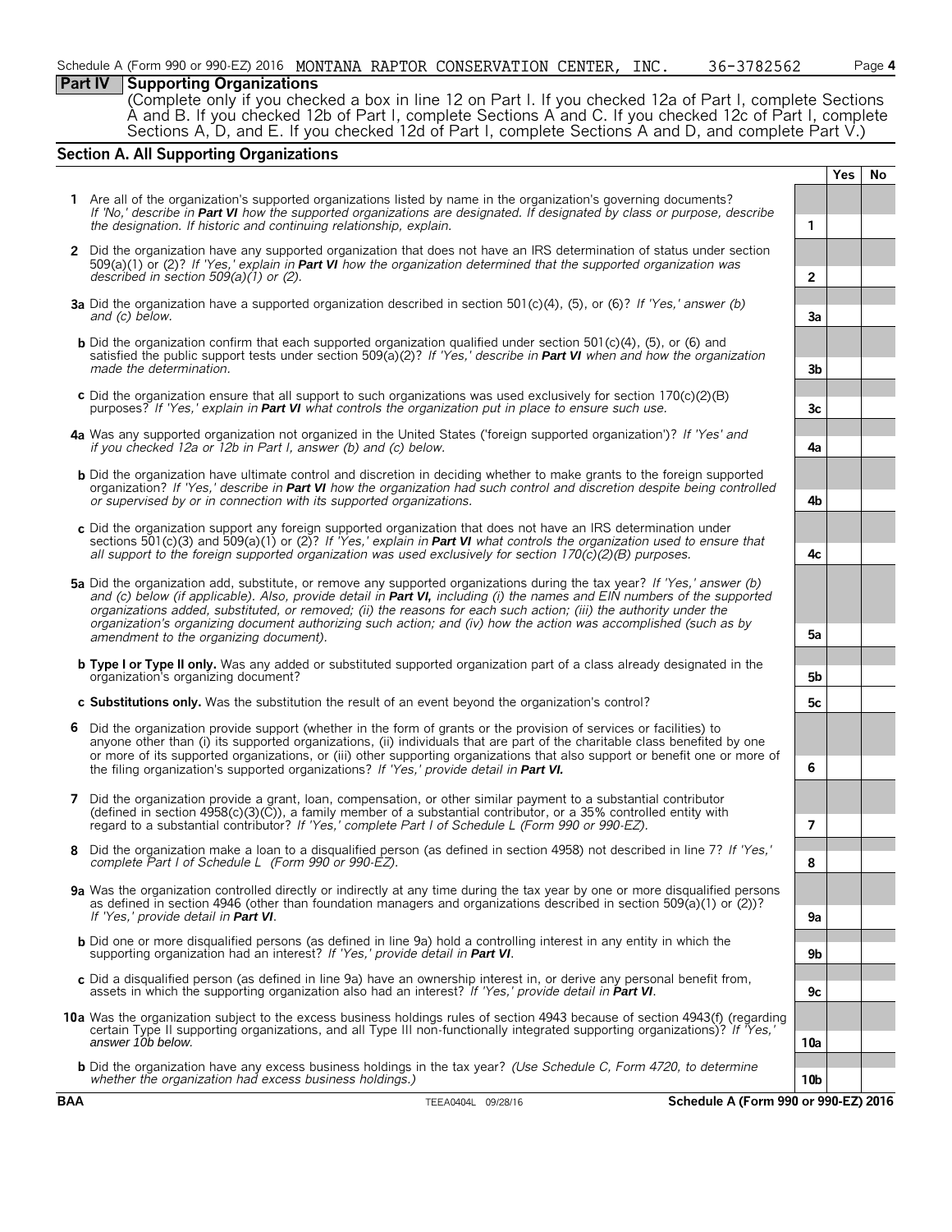Schedule A (Form 990 or 990-EZ) 2016 MONTANA RAPTOR CONSERVATION CENTER, INC. 36-3782562

## Part IV Supporting Organizations

(Complete only if you checked a box in line 12 on Part I. If you checked 12a of Part I, complete Sections A and B. If you checked 12b of Part I, complete Sections A and C. If you checked 12c of Part I, complete Sections A, D, and E. If you checked 12d of Part I, complete Sections A and D, and complete Part V.)

### Section A. All Supporting Organizations

| | | | Yes | No |
|---|---|---|---|---|
| **1** | Are all of the organization's supported organizations listed by name in the organization's governing documents? *If 'No,' describe in **Part VI** how the supported organizations are designated. If designated by class or purpose, describe the designation. If historic and continuing relationship, explain.* | 1 | | |
| **2** | Did the organization have any supported organization that does not have an IRS determination of status under section 509(a)(1) or (2)? *If 'Yes,' explain in **Part VI** how the organization determined that the supported organization was described in section 509(a)(1) or (2).* | 2 | | |
| **3a** | Did the organization have a supported organization described in section 501(c)(4), (5), or (6)? *If 'Yes,' answer (b) and (c) below.* | 3a | | |
| **b** | Did the organization confirm that each supported organization qualified under section 501(c)(4), (5), or (6) and satisfied the public support tests under section 509(a)(2)? *If 'Yes,' describe in **Part VI** when and how the organization made the determination.* | 3b | | |
| **c** | Did the organization ensure that all support to such organizations was used exclusively for section 170(c)(2)(B) purposes? *If 'Yes,' explain in **Part VI** what controls the organization put in place to ensure such use.* | 3c | | |
| **4a** | Was any supported organization not organized in the United States ('foreign supported organization')? *If 'Yes' and if you checked 12a or 12b in Part I, answer (b) and (c) below.* | 4a | | |
| **b** | Did the organization have ultimate control and discretion in deciding whether to make grants to the foreign supported organization? *If 'Yes,' describe in **Part VI** how the organization had such control and discretion despite being controlled or supervised by or in connection with its supported organizations.* | 4b | | |
| **c** | Did the organization support any foreign supported organization that does not have an IRS determination under sections 501(c)(3) and 509(a)(1) or (2)? *If 'Yes,' explain in **Part VI** what controls the organization used to ensure that all support to the foreign supported organization was used exclusively for section 170(c)(2)(B) purposes.* | 4c | | |
| **5a** | Did the organization add, substitute, or remove any supported organizations during the tax year? *If 'Yes,' answer (b) and (c) below (if applicable). Also, provide detail in **Part VI,** including (i) the names and EIN numbers of the supported organizations added, substituted, or removed; (ii) the reasons for each such action; (iii) the authority under the organization's organizing document authorizing such action; and (iv) how the action was accomplished (such as by amendment to the organizing document).* | 5a | | |
| **b** | **Type I or Type II only.** Was any added or substituted supported organization part of a class already designated in the organization's organizing document? | 5b | | |
| **c** | **Substitutions only.** Was the substitution the result of an event beyond the organization's control? | 5c | | |
| **6** | Did the organization provide support (whether in the form of grants or the provision of services or facilities) to anyone other than (i) its supported organizations, (ii) individuals that are part of the charitable class benefited by one or more of its supported organizations, or (iii) other supporting organizations that also support or benefit one or more of the filing organization's supported organizations? *If 'Yes,' provide detail in **Part VI.*** | 6 | | |
| **7** | Did the organization provide a grant, loan, compensation, or other similar payment to a substantial contributor (defined in section 4958(c)(3)(C)), a family member of a substantial contributor, or a 35% controlled entity with regard to a substantial contributor? *If 'Yes,' complete Part I of Schedule L (Form 990 or 990-EZ).* | 7 | | |
| **8** | Did the organization make a loan to a disqualified person (as defined in section 4958) not described in line 7? *If 'Yes,' complete Part I of Schedule L (Form 990 or 990-EZ).* | 8 | | |
| **9a** | Was the organization controlled directly or indirectly at any time during the tax year by one or more disqualified persons as defined in section 4946 (other than foundation managers and organizations described in section 509(a)(1) or (2))? *If 'Yes,' provide detail in **Part VI**.* | 9a | | |
| **b** | Did one or more disqualified persons (as defined in line 9a) hold a controlling interest in any entity in which the supporting organization had an interest? *If 'Yes,' provide detail in **Part VI**.* | 9b | | |
| **c** | Did a disqualified person (as defined in line 9a) have an ownership interest in, or derive any personal benefit from, assets in which the supporting organization also had an interest? *If 'Yes,' provide detail in **Part VI**.* | 9c | | |
| **10a** | Was the organization subject to the excess business holdings rules of section 4943 because of section 4943(f) (regarding certain Type II supporting organizations, and all Type III non-functionally integrated supporting organizations)? *If 'Yes,' answer 10b below.* | 10a | | |
| **b** | Did the organization have any excess business holdings in the tax year? *(Use Schedule C, Form 4720, to determine whether the organization had excess business holdings.)* | 10b | | |

**BAA** TEEA0404L 09/28/16 **Schedule A (Form 990 or 990-EZ) 2016**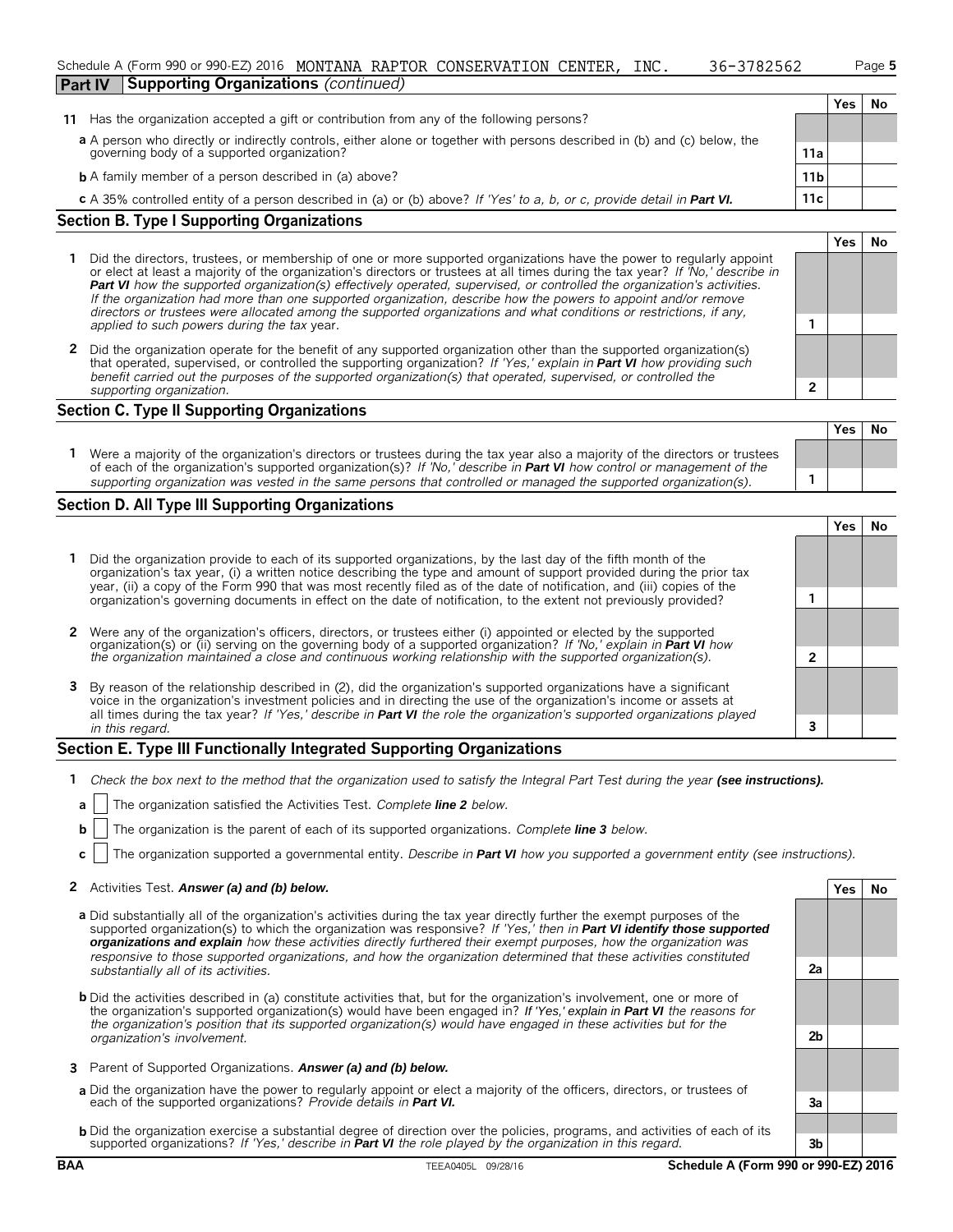Schedule A (Form 990 or 990-EZ) 2016 MONTANA RAPTOR CONSERVATION CENTER, INC. 36-3782562 Page 5

**Part IV Supporting Organizations** *(continued)*

| | | | Yes | No |
|---|---|---|---|---|
| **11** | Has the organization accepted a gift or contribution from any of the following persons? | | | |
| | **a** A person who directly or indirectly controls, either alone or together with persons described in (b) and (c) below, the governing body of a supported organization? | 11a | | |
| | **b** A family member of a person described in (a) above? | 11b | | |
| | **c** A 35% controlled entity of a person described in (a) or (b) above? *If 'Yes' to a, b, or c, provide detail in* ***Part VI.*** | 11c | | |

## Section B. Type I Supporting Organizations

| | | | Yes | No |
|---|---|---|---|---|
| **1** | Did the directors, trustees, or membership of one or more supported organizations have the power to regularly appoint or elect at least a majority of the organization's directors or trustees at all times during the tax year? *If 'No,' describe in* ***Part VI*** *how the supported organization(s) effectively operated, supervised, or controlled the organization's activities. If the organization had more than one supported organization, describe how the powers to appoint and/or remove directors or trustees were allocated among the supported organizations and what conditions or restrictions, if any, applied to such powers during the tax* year. | 1 | | |
| **2** | Did the organization operate for the benefit of any supported organization other than the supported organization(s) that operated, supervised, or controlled the supporting organization? *If 'Yes,' explain in* ***Part VI*** *how providing such benefit carried out the purposes of the supported organization(s) that operated, supervised, or controlled the supporting organization.* | 2 | | |

## Section C. Type II Supporting Organizations

| | | | Yes | No |
|---|---|---|---|---|
| **1** | Were a majority of the organization's directors or trustees during the tax year also a majority of the directors or trustees of each of the organization's supported organization(s)? *If 'No,' describe in* ***Part VI*** *how control or management of the supporting organization was vested in the same persons that controlled or managed the supported organization(s).* | 1 | | |

## Section D. All Type III Supporting Organizations

| | | | Yes | No |
|---|---|---|---|---|
| **1** | Did the organization provide to each of its supported organizations, by the last day of the fifth month of the organization's tax year, (i) a written notice describing the type and amount of support provided during the prior tax year, (ii) a copy of the Form 990 that was most recently filed as of the date of notification, and (iii) copies of the organization's governing documents in effect on the date of notification, to the extent not previously provided? | 1 | | |
| **2** | Were any of the organization's officers, directors, or trustees either (i) appointed or elected by the supported organization(s) or (ii) serving on the governing body of a supported organization? *If 'No,' explain in* ***Part VI*** *how the organization maintained a close and continuous working relationship with the supported organization(s).* | 2 | | |
| **3** | By reason of the relationship described in (2), did the organization's supported organizations have a significant voice in the organization's investment policies and in directing the use of the organization's income or assets at all times during the tax year? *If 'Yes,' describe in* ***Part VI*** *the role the organization's supported organizations played in this regard.* | 3 | | |

## Section E. Type III Functionally Integrated Supporting Organizations

**1** *Check the box next to the method that the organization used to satisfy the Integral Part Test during the year* ***(see instructions).***

**a** ☐ The organization satisfied the Activities Test. *Complete* ***line 2*** *below.*

**b** ☐ The organization is the parent of each of its supported organizations. *Complete* ***line 3*** *below.*

**c** ☐ The organization supported a governmental entity. *Describe in* ***Part VI*** *how you supported a government entity (see instructions).*

| | | | Yes | No |
|---|---|---|---|---|
| **2** | Activities Test. ***Answer (a) and (b) below.*** | | | |
| | **a** Did substantially all of the organization's activities during the tax year directly further the exempt purposes of the supported organization(s) to which the organization was responsive? *If 'Yes,' then in* ***Part VI identify those supported organizations and explain*** *how these activities directly furthered their exempt purposes, how the organization was responsive to those supported organizations, and how the organization determined that these activities constituted substantially all of its activities.* | 2a | | |
| | **b** Did the activities described in (a) constitute activities that, but for the organization's involvement, one or more of the organization's supported organization(s) would have been engaged in? *If 'Yes,' explain in* ***Part VI*** *the reasons for the organization's position that its supported organization(s) would have engaged in these activities but for the organization's involvement.* | 2b | | |
| **3** | Parent of Supported Organizations. ***Answer (a) and (b) below.*** | | | |
| | **a** Did the organization have the power to regularly appoint or elect a majority of the officers, directors, or trustees of each of the supported organizations? ***Provide details in Part VI.*** | 3a | | |
| | **b** Did the organization exercise a substantial degree of direction over the policies, programs, and activities of each of its supported organizations? *If 'Yes,' describe in* ***Part VI*** *the role played by the organization in this regard.* | 3b | | |

BAA TEEA0405L 09/28/16 **Schedule A (Form 990 or 990-EZ) 2016**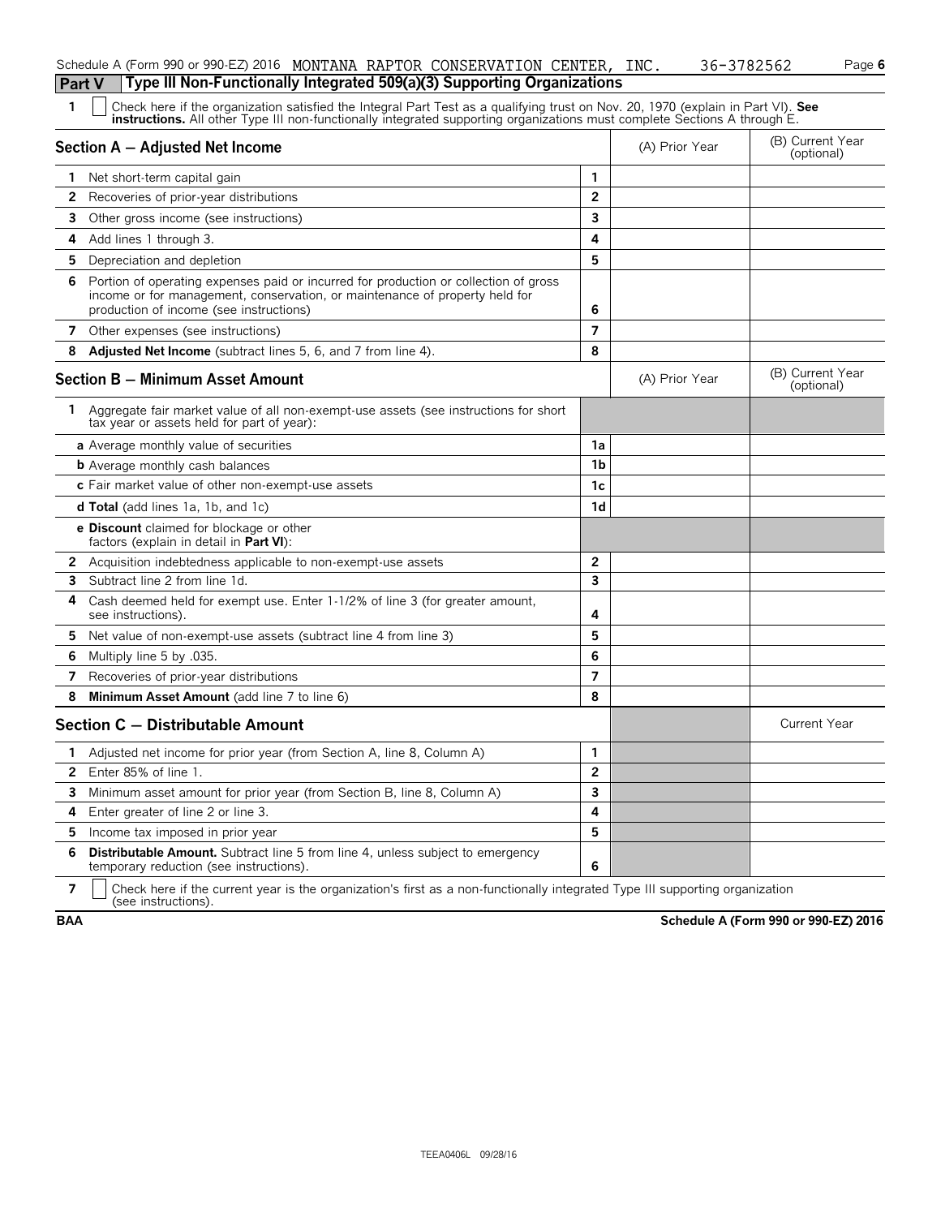Schedule A (Form 990 or 990-EZ) 2016 MONTANA RAPTOR CONSERVATION CENTER, INC. 36-3782562

## Part V Type III Non-Functionally Integrated 509(a)(3) Supporting Organizations

**1** ☐ Check here if the organization satisfied the Integral Part Test as a qualifying trust on Nov. 20, 1970 (explain in Part VI). **See instructions.** All other Type III non-functionally integrated supporting organizations must complete Sections A through E.

| Section A — Adjusted Net Income | | (A) Prior Year | (B) Current Year (optional) |
|---|---|---|---|
| **1** Net short-term capital gain | 1 | | |
| **2** Recoveries of prior-year distributions | 2 | | |
| **3** Other gross income (see instructions) | 3 | | |
| **4** Add lines 1 through 3. | 4 | | |
| **5** Depreciation and depletion | 5 | | |
| **6** Portion of operating expenses paid or incurred for production or collection of gross income or for management, conservation, or maintenance of property held for production of income (see instructions) | 6 | | |
| **7** Other expenses (see instructions) | 7 | | |
| **8** **Adjusted Net Income** (subtract lines 5, 6, and 7 from line 4). | 8 | | |

| Section B — Minimum Asset Amount | | (A) Prior Year | (B) Current Year (optional) |
|---|---|---|---|
| **1** Aggregate fair market value of all non-exempt-use assets (see instructions for short tax year or assets held for part of year): | | | |
| **a** Average monthly value of securities | 1a | | |
| **b** Average monthly cash balances | 1b | | |
| **c** Fair market value of other non-exempt-use assets | 1c | | |
| **d Total** (add lines 1a, 1b, and 1c) | 1d | | |
| **e Discount** claimed for blockage or other factors (explain in detail in **Part VI**): | | | |
| **2** Acquisition indebtedness applicable to non-exempt-use assets | 2 | | |
| **3** Subtract line 2 from line 1d. | 3 | | |
| **4** Cash deemed held for exempt use. Enter 1-1/2% of line 3 (for greater amount, see instructions). | 4 | | |
| **5** Net value of non-exempt-use assets (subtract line 4 from line 3) | 5 | | |
| **6** Multiply line 5 by .035. | 6 | | |
| **7** Recoveries of prior-year distributions | 7 | | |
| **8** **Minimum Asset Amount** (add line 7 to line 6) | 8 | | |

| Section C — Distributable Amount | | | Current Year |
|---|---|---|---|
| **1** Adjusted net income for prior year (from Section A, line 8, Column A) | 1 | | |
| **2** Enter 85% of line 1. | 2 | | |
| **3** Minimum asset amount for prior year (from Section B, line 8, Column A) | 3 | | |
| **4** Enter greater of line 2 or line 3. | 4 | | |
| **5** Income tax imposed in prior year | 5 | | |
| **6** **Distributable Amount.** Subtract line 5 from line 4, unless subject to emergency temporary reduction (see instructions). | 6 | | |

**7** ☐ Check here if the current year is the organization's first as a non-functionally integrated Type III supporting organization (see instructions).

**BAA** **Schedule A (Form 990 or 990-EZ) 2016**

TEEA0406L 09/28/16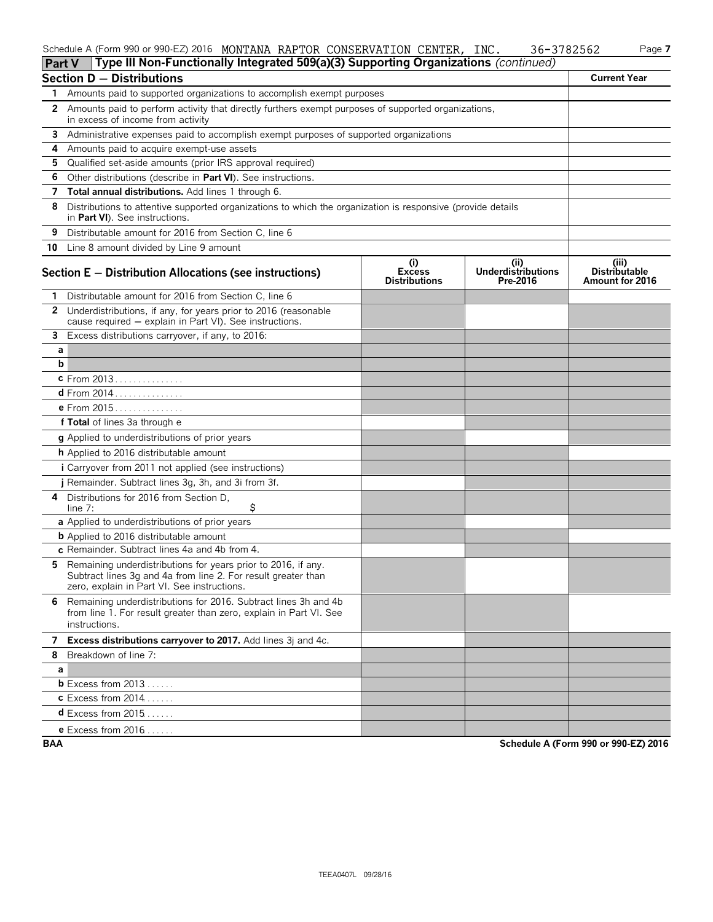Schedule A (Form 990 or 990-EZ) 2016 MONTANA RAPTOR CONSERVATION CENTER, INC. 36-3782562 Page **7**

## Part V Type III Non-Functionally Integrated 509(a)(3) Supporting Organizations *(continued)*

| Section D — Distributions | | Current Year |
|---|---|---|
| **1** | Amounts paid to supported organizations to accomplish exempt purposes | |
| **2** | Amounts paid to perform activity that directly furthers exempt purposes of supported organizations, in excess of income from activity | |
| **3** | Administrative expenses paid to accomplish exempt purposes of supported organizations | |
| **4** | Amounts paid to acquire exempt-use assets | |
| **5** | Qualified set-aside amounts (prior IRS approval required) | |
| **6** | Other distributions (describe in **Part VI**). See instructions. | |
| **7** | **Total annual distributions.** Add lines 1 through 6. | |
| **8** | Distributions to attentive supported organizations to which the organization is responsive (provide details in **Part VI**). See instructions. | |
| **9** | Distributable amount for 2016 from Section C, line 6 | |
| **10** | Line 8 amount divided by Line 9 amount | |

| Section E — Distribution Allocations (see instructions) | (i) Excess Distributions | (ii) Underdistributions Pre-2016 | (iii) Distributable Amount for 2016 |
|---|---|---|---|
| **1** Distributable amount for 2016 from Section C, line 6 | | | |
| **2** Underdistributions, if any, for years prior to 2016 (reasonable cause required — explain in Part VI). See instructions. | | | |
| **3** Excess distributions carryover, if any, to 2016: | | | |
| **a** | | | |
| **b** | | | |
| **c** From 2013 | | | |
| **d** From 2014 | | | |
| **e** From 2015 | | | |
| **f Total** of lines 3a through e | | | |
| **g** Applied to underdistributions of prior years | | | |
| **h** Applied to 2016 distributable amount | | | |
| **i** Carryover from 2011 not applied (see instructions) | | | |
| **j** Remainder. Subtract lines 3g, 3h, and 3i from 3f. | | | |
| **4** Distributions for 2016 from Section D, line 7: $ | | | |
| **a** Applied to underdistributions of prior years | | | |
| **b** Applied to 2016 distributable amount | | | |
| **c** Remainder. Subtract lines 4a and 4b from 4. | | | |
| **5** Remaining underdistributions for years prior to 2016, if any. Subtract lines 3g and 4a from line 2. For result greater than zero, explain in Part VI. See instructions. | | | |
| **6** Remaining underdistributions for 2016. Subtract lines 3h and 4b from line 1. For result greater than zero, explain in Part VI. See instructions. | | | |
| **7 Excess distributions carryover to 2017.** Add lines 3j and 4c. | | | |
| **8** Breakdown of line 7: | | | |
| **a** | | | |
| **b** Excess from 2013 | | | |
| **c** Excess from 2014 | | | |
| **d** Excess from 2015 | | | |
| **e** Excess from 2016 | | | |

BAA Schedule A (Form 990 or 990-EZ) 2016

TEEA0407L 09/28/16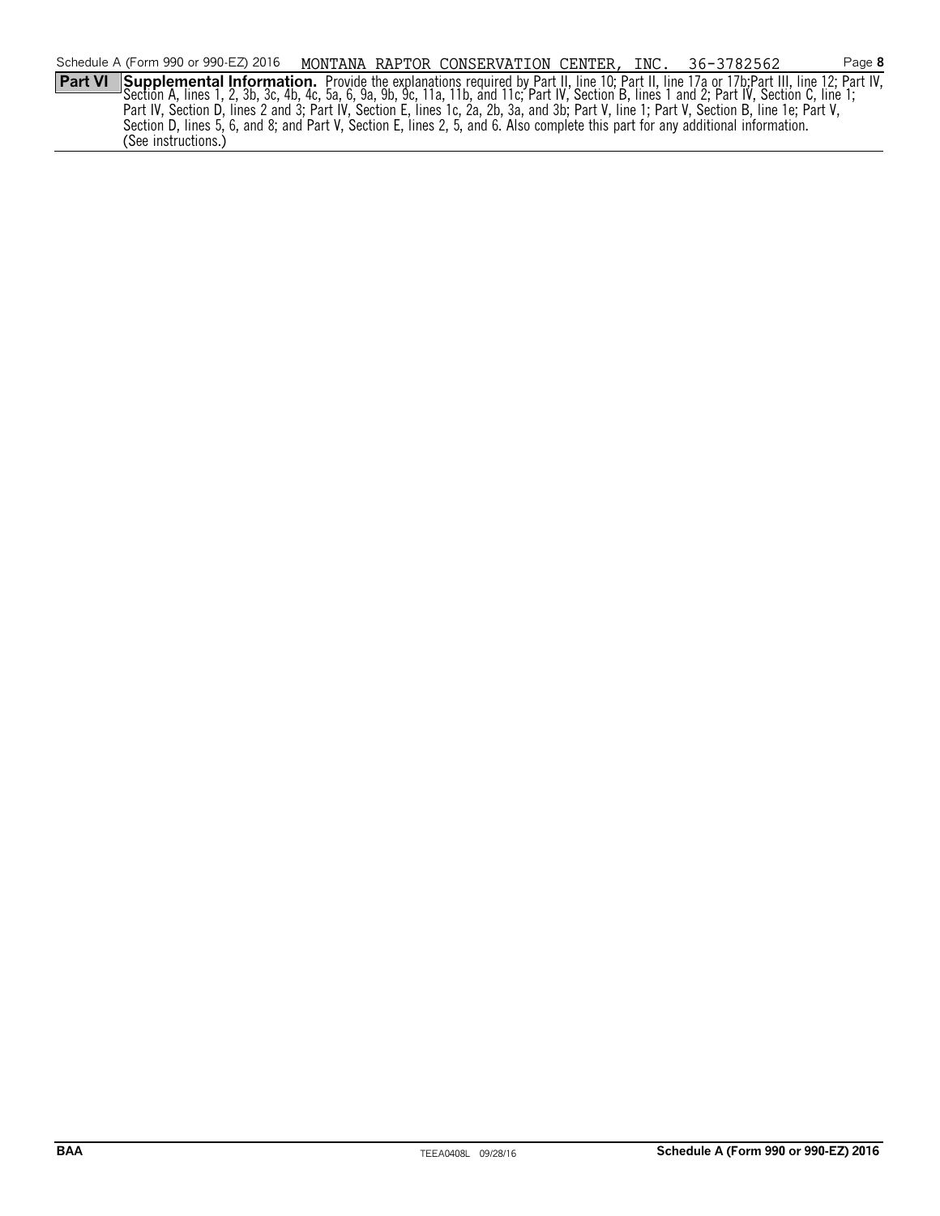Schedule A (Form 990 or 990-EZ) 2016 MONTANA RAPTOR CONSERVATION CENTER, INC. 36-3782562 Page **8**

**Part VI** **Supplemental Information.** Provide the explanations required by Part II, line 10; Part II, line 17a or 17b;Part III, line 12; Part IV, Section A, lines 1, 2, 3b, 3c, 4b, 4c, 5a, 6, 9a, 9b, 9c, 11a, 11b, and 11c; Part IV, Section B, lines 1 and 2; Part IV, Section C, line 1; Part IV, Section D, lines 2 and 3; Part IV, Section E, lines 1c, 2a, 2b, 3a, and 3b; Part V, line 1; Part V, Section B, line 1e; Part V, Section D, lines 5, 6, and 8; and Part V, Section E, lines 2, 5, and 6. Also complete this part for any additional information. (See instructions.)

**BAA** TEEA0408L 09/28/16 **Schedule A (Form 990 or 990-EZ) 2016**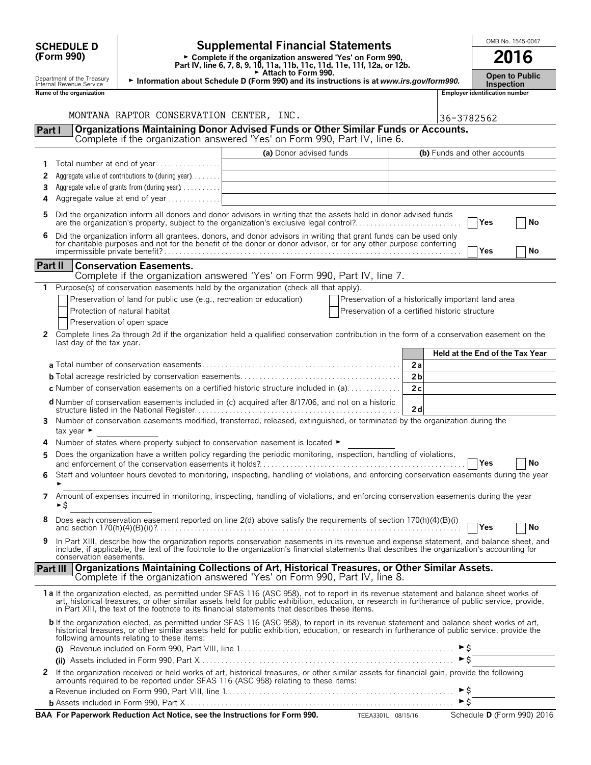**SCHEDULE D (Form 990)**

Department of the Treasury
Internal Revenue Service

# Supplemental Financial Statements

► Complete if the organization answered 'Yes' on Form 990, Part IV, line 6, 7, 8, 9, 10, 11a, 11b, 11c, 11d, 11e, 11f, 12a, or 12b.
► Attach to Form 990.
► Information about Schedule D (Form 990) and its instructions is at *www.irs.gov/form990.*

OMB No. 1545-0047

**2016**

**Open to Public Inspection**

Name of the organization: MONTANA RAPTOR CONSERVATION CENTER, INC.

Employer identification number: 36-3782562

## Part I Organizations Maintaining Donor Advised Funds or Other Similar Funds or Accounts.

Complete if the organization answered 'Yes' on Form 990, Part IV, line 6.

| | | (a) Donor advised funds | (b) Funds and other accounts |
|---|---|---|---|
| 1 | Total number at end of year | | |
| 2 | Aggregate value of contributions to (during year) | | |
| 3 | Aggregate value of grants from (during year) | | |
| 4 | Aggregate value at end of year | | |

5 Did the organization inform all donors and donor advisors in writing that the assets held in donor advised funds are the organization's property, subject to the organization's exclusive legal control? ☐ Yes ☐ No

6 Did the organization inform all grantees, donors, and donor advisors in writing that grant funds can be used only for charitable purposes and not for the benefit of the donor or donor advisor, or for any other purpose conferring impermissible private benefit? ☐ Yes ☐ No

## Part II Conservation Easements.

Complete if the organization answered 'Yes' on Form 990, Part IV, line 7.

1 Purpose(s) of conservation easements held by the organization (check all that apply).

☐ Preservation of land for public use (e.g., recreation or education)
☐ Protection of natural habitat
☐ Preservation of open space
☐ Preservation of a historically important land area
☐ Preservation of a certified historic structure

2 Complete lines 2a through 2d if the organization held a qualified conservation contribution in the form of a conservation easement on the last day of the tax year.

| | | Held at the End of the Tax Year |
|---|---|---|
| **a** Total number of conservation easements | 2a | |
| **b** Total acreage restricted by conservation easements | 2b | |
| **c** Number of conservation easements on a certified historic structure included in (a) | 2c | |
| **d** Number of conservation easements included in (c) acquired after 8/17/06, and not on a historic structure listed in the National Register | 2d | |

3 Number of conservation easements modified, transferred, released, extinguished, or terminated by the organization during the tax year ►

4 Number of states where property subject to conservation easement is located ►

5 Does the organization have a written policy regarding the periodic monitoring, inspection, handling of violations, and enforcement of the conservation easements it holds? ☐ Yes ☐ No

6 Staff and volunteer hours devoted to monitoring, inspecting, handling of violations, and enforcing conservation easements during the year ►

7 Amount of expenses incurred in monitoring, inspecting, handling of violations, and enforcing conservation easements during the year ►$

8 Does each conservation easement reported on line 2(d) above satisfy the requirements of section 170(h)(4)(B)(i) and section 170(h)(4)(B)(ii)? ☐ Yes ☐ No

9 In Part XIII, describe how the organization reports conservation easements in its revenue and expense statement, and balance sheet, and include, if applicable, the text of the footnote to the organization's financial statements that describes the organization's accounting for conservation easements.

## Part III Organizations Maintaining Collections of Art, Historical Treasures, or Other Similar Assets.

Complete if the organization answered 'Yes' on Form 990, Part IV, line 8.

**1a** If the organization elected, as permitted under SFAS 116 (ASC 958), not to report in its revenue statement and balance sheet works of art, historical treasures, or other similar assets held for public exhibition, education, or research in furtherance of public service, provide, in Part XIII, the text of the footnote to its financial statements that describes these items.

**b** If the organization elected, as permitted under SFAS 116 (ASC 958), to report in its revenue statement and balance sheet works of art, historical treasures, or other similar assets held for public exhibition, education, or research in furtherance of public service, provide the following amounts relating to these items:

(i) Revenue included on Form 990, Part VIII, line 1 ►$

(ii) Assets included in Form 990, Part X ►$

2 If the organization received or held works of art, historical treasures, or other similar assets for financial gain, provide the following amounts required to be reported under SFAS 116 (ASC 958) relating to these items:

**a** Revenue included on Form 990, Part VIII, line 1 ►$

**b** Assets included in Form 990, Part X ►$

**BAA For Paperwork Reduction Act Notice, see the Instructions for Form 990.** TEEA3301L 08/15/16 Schedule **D** (Form 990) 2016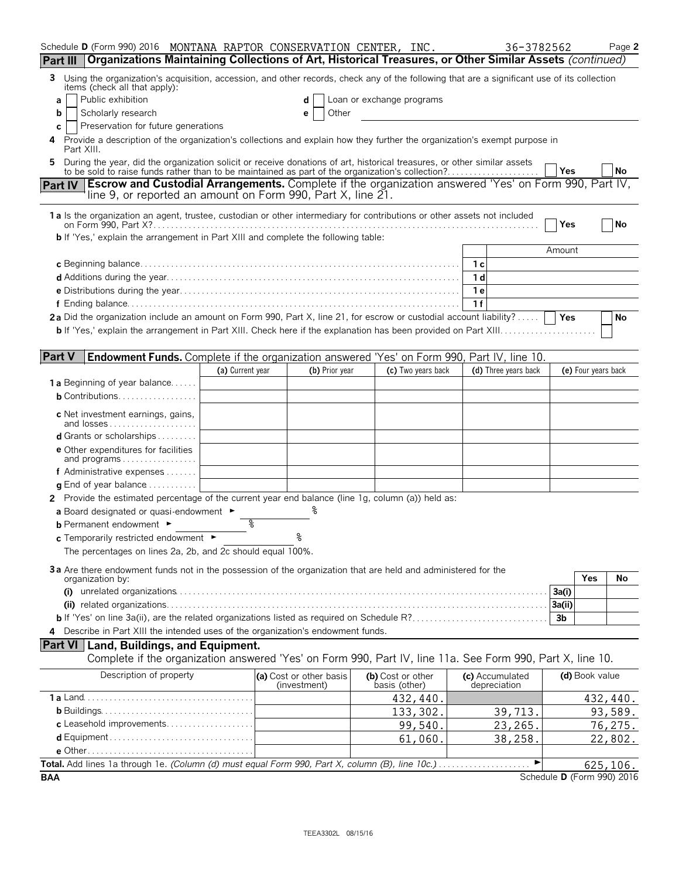Schedule **D** (Form 990) 2016 MONTANA RAPTOR CONSERVATION CENTER, INC. 36-3782562 Page **2**

**Part III** **Organizations Maintaining Collections of Art, Historical Treasures, or Other Similar Assets** *(continued)*

**3** Using the organization's acquisition, accession, and other records, check any of the following that are a significant use of its collection items (check all that apply):

- **a** ☐ Public exhibition
- **b** ☐ Scholarly research
- **c** ☐ Preservation for future generations
- **d** ☐ Loan or exchange programs
- **e** ☐ Other

**4** Provide a description of the organization's collections and explain how they further the organization's exempt purpose in Part XIII.

**5** During the year, did the organization solicit or receive donations of art, historical treasures, or other similar assets to be sold to raise funds rather than to be maintained as part of the organization's collection? ☐ **Yes** ☐ **No**

**Part IV** **Escrow and Custodial Arrangements.** Complete if the organization answered 'Yes' on Form 990, Part IV, line 9, or reported an amount on Form 990, Part X, line 21.

**1a** Is the organization an agent, trustee, custodian or other intermediary for contributions or other assets not included on Form 990, Part X? ☐ **Yes** ☐ **No**

**b** If 'Yes,' explain the arrangement in Part XIII and complete the following table:

| | | Amount |
|---|---|---|
| **c** Beginning balance | **1 c** | |
| **d** Additions during the year | **1 d** | |
| **e** Distributions during the year | **1 e** | |
| **f** Ending balance | **1 f** | |

**2a** Did the organization include an amount on Form 990, Part X, line 21, for escrow or custodial account liability? ☐ **Yes** ☐ **No**

**b** If 'Yes,' explain the arrangement in Part XIII. Check here if the explanation has been provided on Part XIII ☐

**Part V** **Endowment Funds.** Complete if the organization answered 'Yes' on Form 990, Part IV, line 10.

| | (a) Current year | (b) Prior year | (c) Two years back | (d) Three years back | (e) Four years back |
|---|---|---|---|---|---|
| **1 a** Beginning of year balance | | | | | |
| **b** Contributions | | | | | |
| **c** Net investment earnings, gains, and losses | | | | | |
| **d** Grants or scholarships | | | | | |
| **e** Other expenditures for facilities and programs | | | | | |
| **f** Administrative expenses | | | | | |
| **g** End of year balance | | | | | |

**2** Provide the estimated percentage of the current year end balance (line 1g, column (a)) held as:

**a** Board designated or quasi-endowment ► %

**b** Permanent endowment ► %

**c** Temporarily restricted endowment ► %

The percentages on lines 2a, 2b, and 2c should equal 100%.

**3a** Are there endowment funds not in the possession of the organization that are held and administered for the organization by:

| | | Yes | No |
|---|---|---|---|
| **(i)** unrelated organizations | **3a(i)** | | |
| **(ii)** related organizations | **3a(ii)** | | |
| **b** If 'Yes' on line 3a(ii), are the related organizations listed as required on Schedule R? | **3b** | | |

**4** Describe in Part XIII the intended uses of the organization's endowment funds.

**Part VI** **Land, Buildings, and Equipment.**

Complete if the organization answered 'Yes' on Form 990, Part IV, line 11a. See Form 990, Part X, line 10.

| Description of property | (a) Cost or other basis (investment) | (b) Cost or other basis (other) | (c) Accumulated depreciation | (d) Book value |
|---|---|---|---|---|
| **1 a** Land | | 432,440. | | 432,440. |
| **b** Buildings | | 133,302. | 39,713. | 93,589. |
| **c** Leasehold improvements | | 99,540. | 23,265. | 76,275. |
| **d** Equipment | | 61,060. | 38,258. | 22,802. |
| **e** Other | | | | |
| **Total.** Add lines 1a through 1e. *(Column (d) must equal Form 990, Part X, column (B), line 10c.)* ► | | | | 625,106. |

**BAA** Schedule **D** (Form 990) 2016

TEEA3302L 08/15/16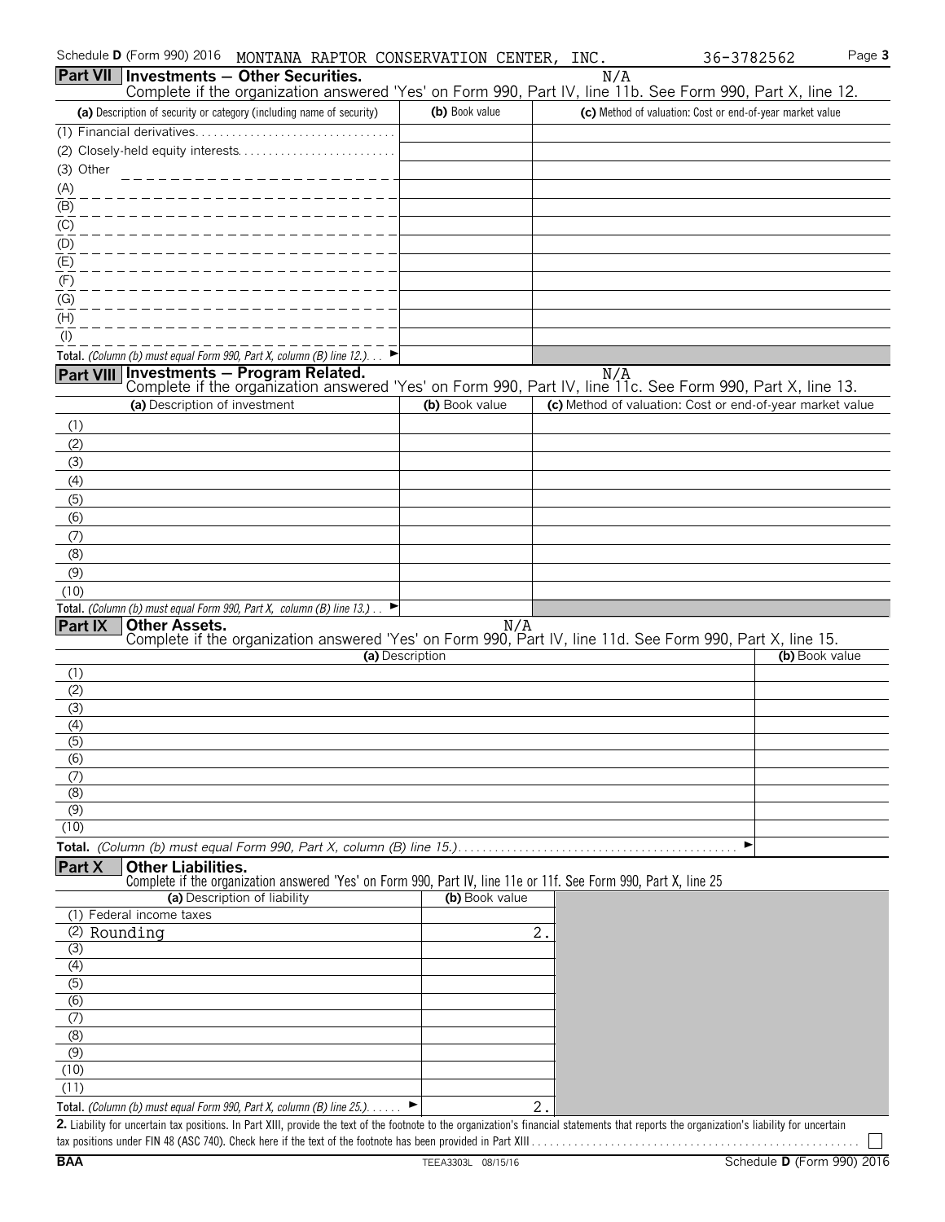Schedule D (Form 990) 2016 MONTANA RAPTOR CONSERVATION CENTER, INC. 36-3782562 Page 3

**Part VII** **Investments — Other Securities.** N/A

Complete if the organization answered 'Yes' on Form 990, Part IV, line 11b. See Form 990, Part X, line 12.

| (a) Description of security or category (including name of security) | (b) Book value | (c) Method of valuation: Cost or end-of-year market value |
|---|---|---|
| (1) Financial derivatives | | |
| (2) Closely-held equity interests | | |
| (3) Other | | |
| (A) | | |
| (B) | | |
| (C) | | |
| (D) | | |
| (E) | | |
| (F) | | |
| (G) | | |
| (H) | | |
| (I) | | |
| **Total.** *(Column (b) must equal Form 990, Part X, column (B) line 12.)* ► | | |

**Part VIII** **Investments — Program Related.** N/A

Complete if the organization answered 'Yes' on Form 990, Part IV, line 11c. See Form 990, Part X, line 13.

| (a) Description of investment | (b) Book value | (c) Method of valuation: Cost or end-of-year market value |
|---|---|---|
| (1) | | |
| (2) | | |
| (3) | | |
| (4) | | |
| (5) | | |
| (6) | | |
| (7) | | |
| (8) | | |
| (9) | | |
| (10) | | |
| **Total.** *(Column (b) must equal Form 990, Part X, column (B) line 13.)* ► | | |

**Part IX** **Other Assets.** N/A

Complete if the organization answered 'Yes' on Form 990, Part IV, line 11d. See Form 990, Part X, line 15.

| (a) Description | (b) Book value |
|---|---|
| (1) | |
| (2) | |
| (3) | |
| (4) | |
| (5) | |
| (6) | |
| (7) | |
| (8) | |
| (9) | |
| (10) | |
| **Total.** *(Column (b) must equal Form 990, Part X, column (B) line 15.)* ► | |

**Part X** **Other Liabilities.**

Complete if the organization answered 'Yes' on Form 990, Part IV, line 11e or 11f. See Form 990, Part X, line 25

| (a) Description of liability | (b) Book value |
|---|---|
| (1) Federal income taxes | |
| (2) Rounding | 2. |
| (3) | |
| (4) | |
| (5) | |
| (6) | |
| (7) | |
| (8) | |
| (9) | |
| (10) | |
| (11) | |
| **Total.** *(Column (b) must equal Form 990, Part X, column (B) line 25.)* ► | 2. |

**2.** Liability for uncertain tax positions. In Part XIII, provide the text of the footnote to the organization's financial statements that reports the organization's liability for uncertain tax positions under FIN 48 (ASC 740). Check here if the text of the footnote has been provided in Part XIII ☐

BAA TEEA3303L 08/15/16 Schedule D (Form 990) 2016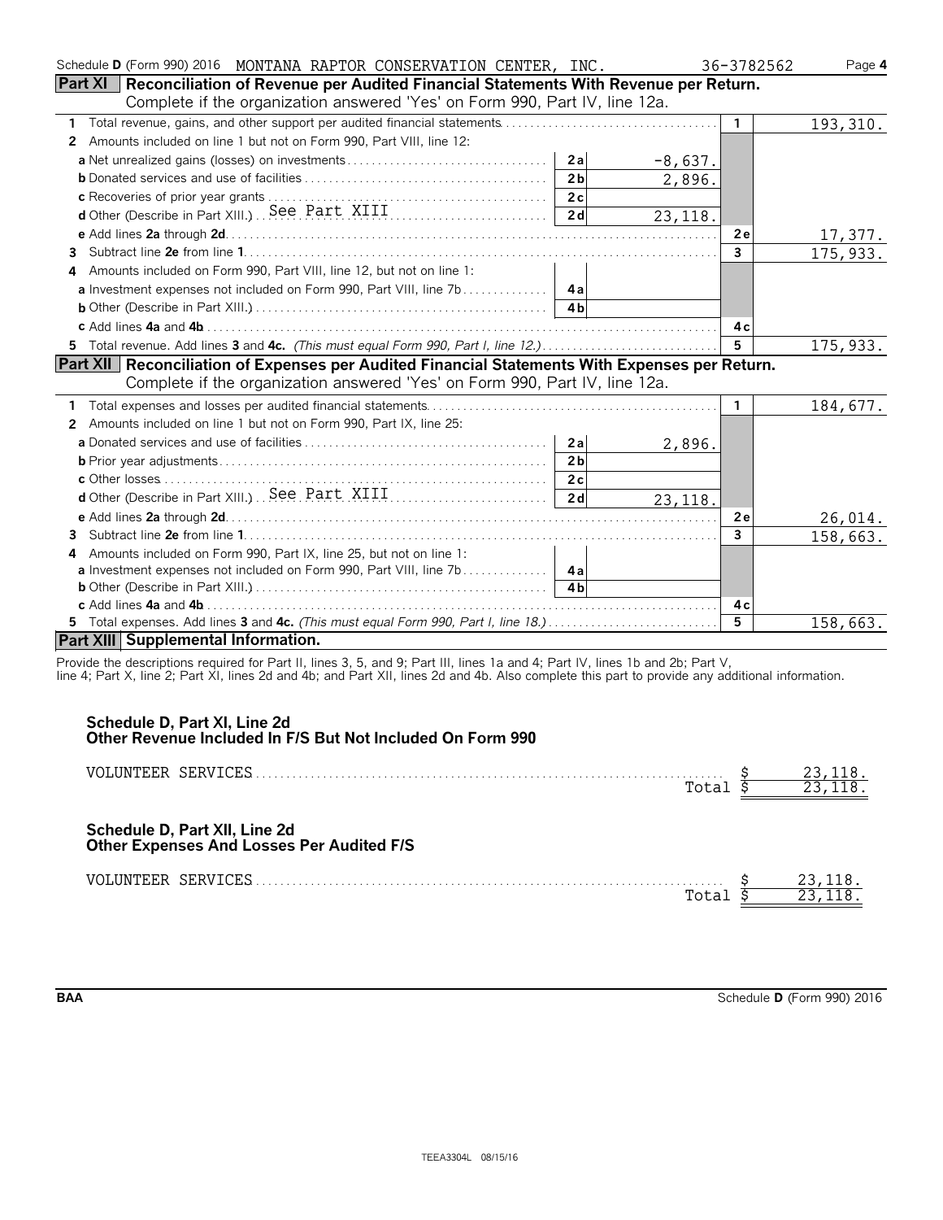Schedule D (Form 990) 2016 MONTANA RAPTOR CONSERVATION CENTER, INC. 36-3782562

## Part XI Reconciliation of Revenue per Audited Financial Statements With Revenue per Return.

Complete if the organization answered 'Yes' on Form 990, Part IV, line 12a.

| | | | | |
|---|---|---|---|---|
| **1** Total revenue, gains, and other support per audited financial statements | | | 1 | 193,310. |
| **2** Amounts included on line 1 but not on Form 990, Part VIII, line 12: | | | | |
| **a** Net unrealized gains (losses) on investments | 2a | -8,637. | | |
| **b** Donated services and use of facilities | 2b | 2,896. | | |
| **c** Recoveries of prior year grants | 2c | | | |
| **d** Other (Describe in Part XIII.) See Part XIII | 2d | 23,118. | | |
| **e** Add lines **2a** through **2d** | | | 2e | 17,377. |
| **3** Subtract line **2e** from line **1** | | | 3 | 175,933. |
| **4** Amounts included on Form 990, Part VIII, line 12, but not on line 1: | | | | |
| **a** Investment expenses not included on Form 990, Part VIII, line 7b | 4a | | | |
| **b** Other (Describe in Part XIII.) | 4b | | | |
| **c** Add lines **4a** and **4b** | | | 4c | |
| **5** Total revenue. Add lines **3** and **4c.** *(This must equal Form 990, Part I, line 12.)* | | | 5 | 175,933. |

## Part XII Reconciliation of Expenses per Audited Financial Statements With Expenses per Return.

Complete if the organization answered 'Yes' on Form 990, Part IV, line 12a.

| | | | | |
|---|---|---|---|---|
| **1** Total expenses and losses per audited financial statements | | | 1 | 184,677. |
| **2** Amounts included on line 1 but not on Form 990, Part IX, line 25: | | | | |
| **a** Donated services and use of facilities | 2a | 2,896. | | |
| **b** Prior year adjustments | 2b | | | |
| **c** Other losses | 2c | | | |
| **d** Other (Describe in Part XIII.) See Part XIII | 2d | 23,118. | | |
| **e** Add lines **2a** through **2d** | | | 2e | 26,014. |
| **3** Subtract line **2e** from line **1** | | | 3 | 158,663. |
| **4** Amounts included on Form 990, Part IX, line 25, but not on line 1: | | | | |
| **a** Investment expenses not included on Form 990, Part VIII, line 7b | 4a | | | |
| **b** Other (Describe in Part XIII.) | 4b | | | |
| **c** Add lines **4a** and **4b** | | | 4c | |
| **5** Total expenses. Add lines **3** and **4c.** *(This must equal Form 990, Part I, line 18.)* | | | 5 | 158,663. |

## Part XIII Supplemental Information.

Provide the descriptions required for Part II, lines 3, 5, and 9; Part III, lines 1a and 4; Part IV, lines 1b and 2b; Part V, line 4; Part X, line 2; Part XI, lines 2d and 4b; and Part XII, lines 2d and 4b. Also complete this part to provide any additional information.

**Schedule D, Part XI, Line 2d**
**Other Revenue Included In F/S But Not Included On Form 990**

| | |
|---|---|
| VOLUNTEER SERVICES | $ 23,118. |
| Total | $ 23,118. |

**Schedule D, Part XII, Line 2d**
**Other Expenses And Losses Per Audited F/S**

| | |
|---|---|
| VOLUNTEER SERVICES | $ 23,118. |
| Total | $ 23,118. |

BAA Schedule D (Form 990) 2016

TEEA3304L 08/15/16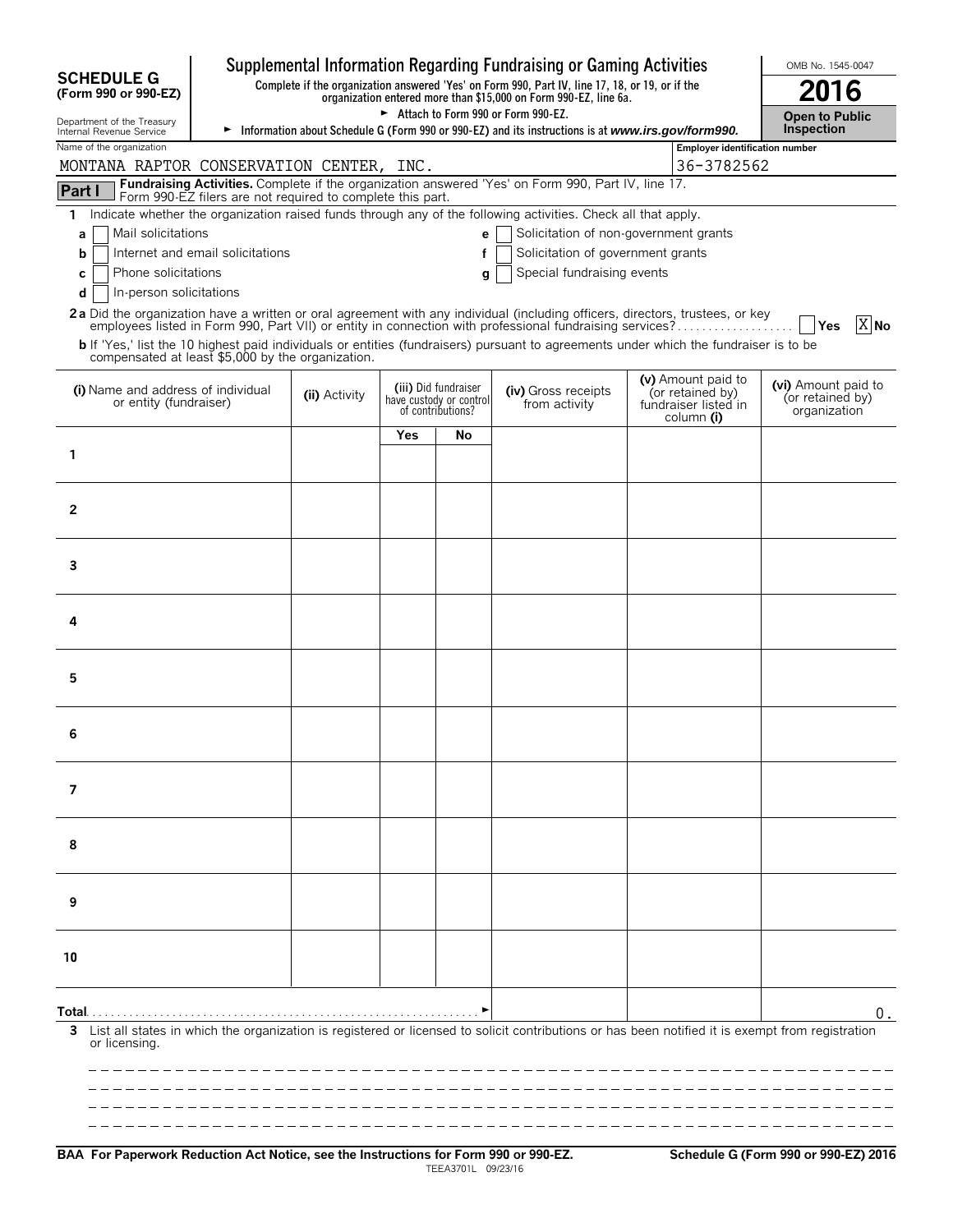**SCHEDULE G (Form 990 or 990-EZ)**

Department of the Treasury
Internal Revenue Service

# Supplemental Information Regarding Fundraising or Gaming Activities

**Complete if the organization answered 'Yes' on Form 990, Part IV, line 17, 18, or 19, or if the organization entered more than $15,000 on Form 990-EZ, line 6a.**

► Attach to Form 990 or Form 990-EZ.

► Information about Schedule G (Form 990 or 990-EZ) and its instructions is at *www.irs.gov/form990.*

OMB No. 1545-0047

**2016**

**Open to Public Inspection**

Name of the organization: MONTANA RAPTOR CONSERVATION CENTER, INC.

Employer identification number: 36-3782562

**Part I** **Fundraising Activities.** Complete if the organization answered 'Yes' on Form 990, Part IV, line 17. Form 990-EZ filers are not required to complete this part.

1 Indicate whether the organization raised funds through any of the following activities. Check all that apply.

- a [ ] Mail solicitations
- b [ ] Internet and email solicitations
- c [ ] Phone solicitations
- d [ ] In-person solicitations
- e [ ] Solicitation of non-government grants
- f [ ] Solicitation of government grants
- g [ ] Special fundraising events

**2a** Did the organization have a written or oral agreement with any individual (including officers, directors, trustees, or key employees listed in Form 990, Part VII) or entity in connection with professional fundraising services? [ ] Yes [X] No

**b** If 'Yes,' list the 10 highest paid individuals or entities (fundraisers) pursuant to agreements under which the fundraiser is to be compensated at least $5,000 by the organization.

| | (i) Name and address of individual or entity (fundraiser) | (ii) Activity | (iii) Did fundraiser have custody or control of contributions? Yes | No | (iv) Gross receipts from activity | (v) Amount paid to (or retained by) fundraiser listed in column (i) | (vi) Amount paid to (or retained by) organization |
|---|---|---|---|---|---|---|---|
| 1 | | | | | | | |
| 2 | | | | | | | |
| 3 | | | | | | | |
| 4 | | | | | | | |
| 5 | | | | | | | |
| 6 | | | | | | | |
| 7 | | | | | | | |
| 8 | | | | | | | |
| 9 | | | | | | | |
| 10 | | | | | | | |
| **Total** | | | | | | | 0. |

3 List all states in which the organization is registered or licensed to solicit contributions or has been notified it is exempt from registration or licensing.

**BAA For Paperwork Reduction Act Notice, see the Instructions for Form 990 or 990-EZ.** TEEA3701L 09/23/16 **Schedule G (Form 990 or 990-EZ) 2016**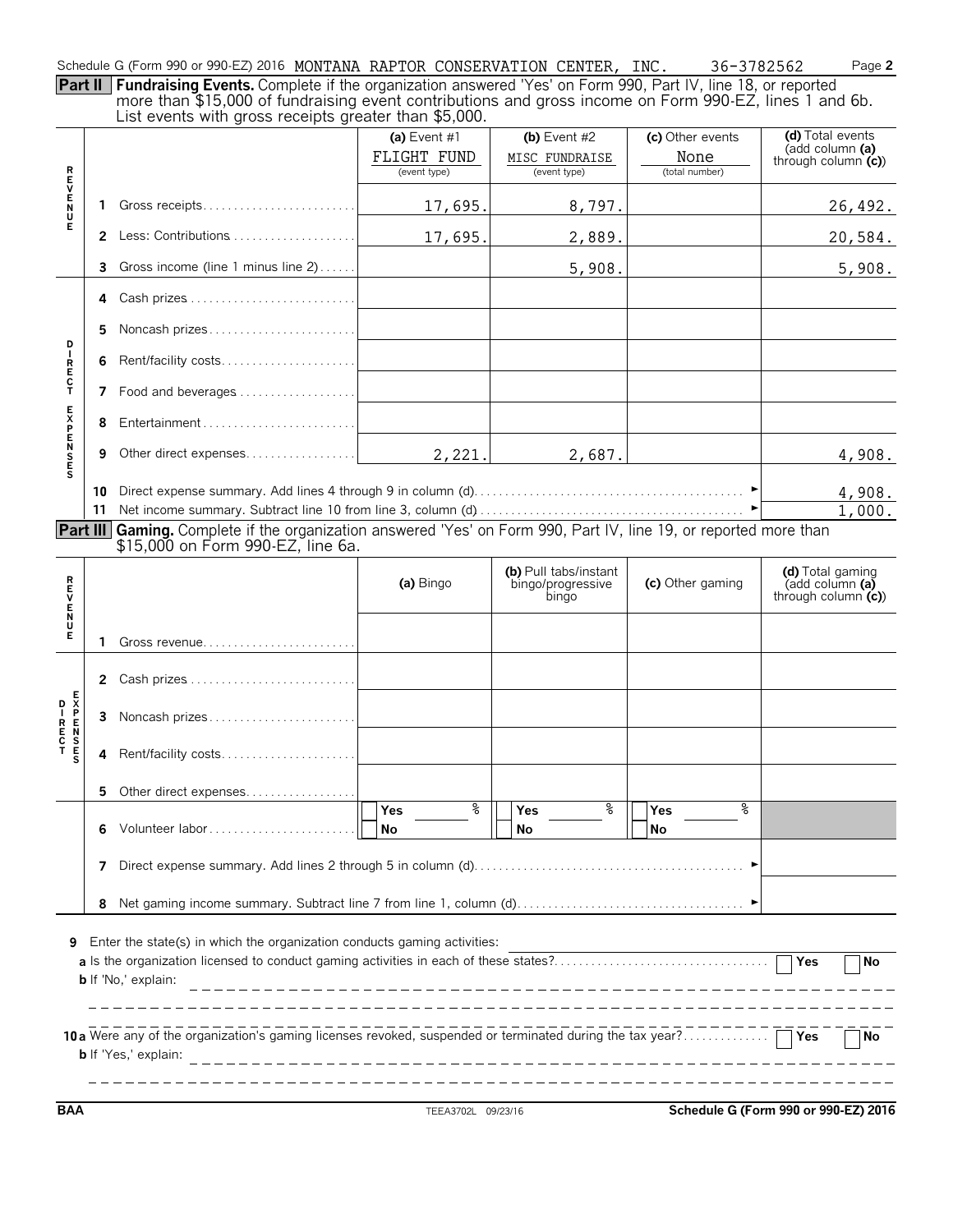Schedule G (Form 990 or 990-EZ) 2016 MONTANA RAPTOR CONSERVATION CENTER, INC. 36-3782562 Page **2**

**Part II** **Fundraising Events.** Complete if the organization answered 'Yes' on Form 990, Part IV, line 18, or reported more than $15,000 of fundraising event contributions and gross income on Form 990-EZ, lines 1 and 6b. List events with gross receipts greater than $5,000.

| | | | (a) Event #1 FLIGHT FUND (event type) | (b) Event #2 MISC FUNDRAISE (event type) | (c) Other events None (total number) | (d) Total events (add column (a) through column (c)) |
|---|---|---|---|---|---|---|
| REVENUE | 1 | Gross receipts | 17,695. | 8,797. | | 26,492. |
| | 2 | Less: Contributions | 17,695. | 2,889. | | 20,584. |
| | 3 | Gross income (line 1 minus line 2) | | 5,908. | | 5,908. |
| DIRECT EXPENSES | 4 | Cash prizes | | | | |
| | 5 | Noncash prizes | | | | |
| | 6 | Rent/facility costs | | | | |
| | 7 | Food and beverages | | | | |
| | 8 | Entertainment | | | | |
| | 9 | Other direct expenses | 2,221. | 2,687. | | 4,908. |
| | 10 | Direct expense summary. Add lines 4 through 9 in column (d) | | | | 4,908. |
| | 11 | Net income summary. Subtract line 10 from line 3, column (d) | | | | 1,000. |

**Part III** **Gaming.** Complete if the organization answered 'Yes' on Form 990, Part IV, line 19, or reported more than $15,000 on Form 990-EZ, line 6a.

| | | | (a) Bingo | (b) Pull tabs/instant bingo/progressive bingo | (c) Other gaming | (d) Total gaming (add column (a) through column (c)) |
|---|---|---|---|---|---|---|
| REVENUE | 1 | Gross revenue | | | | |
| DIRECT EXPENSES | 2 | Cash prizes | | | | |
| | 3 | Noncash prizes | | | | |
| | 4 | Rent/facility costs | | | | |
| | 5 | Other direct expenses | | | | |
| | 6 | Volunteer labor | Yes ____ % No | Yes ____ % No | Yes ____ % No | |
| | 7 | Direct expense summary. Add lines 2 through 5 in column (d) | | | | |
| | 8 | Net gaming income summary. Subtract line 7 from line 1, column (d) | | | | |

**9** Enter the state(s) in which the organization conducts gaming activities:

**a** Is the organization licensed to conduct gaming activities in each of these states? Yes No

**b** If 'No,' explain:

**10a** Were any of the organization's gaming licenses revoked, suspended or terminated during the tax year? Yes No

**b** If 'Yes,' explain:

BAA TEEA3702L 09/23/16 **Schedule G (Form 990 or 990-EZ) 2016**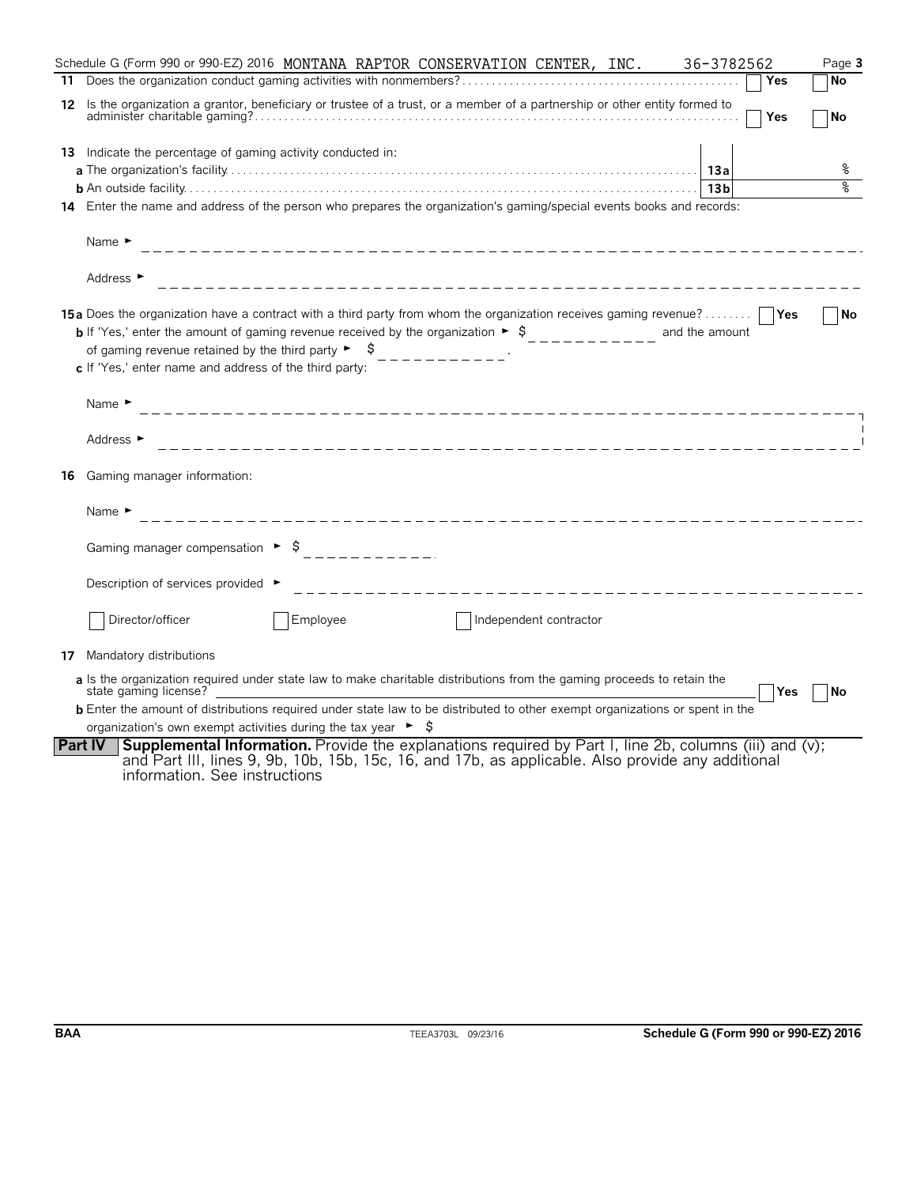Schedule G (Form 990 or 990-EZ) 2016 MONTANA RAPTOR CONSERVATION CENTER, INC. 36-3782562

**11** Does the organization conduct gaming activities with nonmembers? ☐ Yes ☐ No

**12** Is the organization a grantor, beneficiary or trustee of a trust, or a member of a partnership or other entity formed to administer charitable gaming? ☐ Yes ☐ No

**13** Indicate the percentage of gaming activity conducted in:

**a** The organization's facility **13a** %

**b** An outside facility **13b** %

**14** Enter the name and address of the person who prepares the organization's gaming/special events books and records:

Name ►

Address ►

**15a** Does the organization have a contract with a third party from whom the organization receives gaming revenue? ☐ Yes ☐ No

**b** If 'Yes,' enter the amount of gaming revenue received by the organization ► $ and the amount of gaming revenue retained by the third party ► $ .

**c** If 'Yes,' enter name and address of the third party:

Name ►

Address ►

**16** Gaming manager information:

Name ►

Gaming manager compensation ► $

Description of services provided ►

☐ Director/officer ☐ Employee ☐ Independent contractor

**17** Mandatory distributions

**a** Is the organization required under state law to make charitable distributions from the gaming proceeds to retain the state gaming license? ☐ Yes ☐ No

**b** Enter the amount of distributions required under state law to be distributed to other exempt organizations or spent in the organization's own exempt activities during the tax year ► $

**Part IV** **Supplemental Information.** Provide the explanations required by Part I, line 2b, columns (iii) and (v); and Part III, lines 9, 9b, 10b, 15b, 15c, 16, and 17b, as applicable. Also provide any additional information. See instructions

BAA TEEA3703L 09/23/16 **Schedule G (Form 990 or 990-EZ) 2016**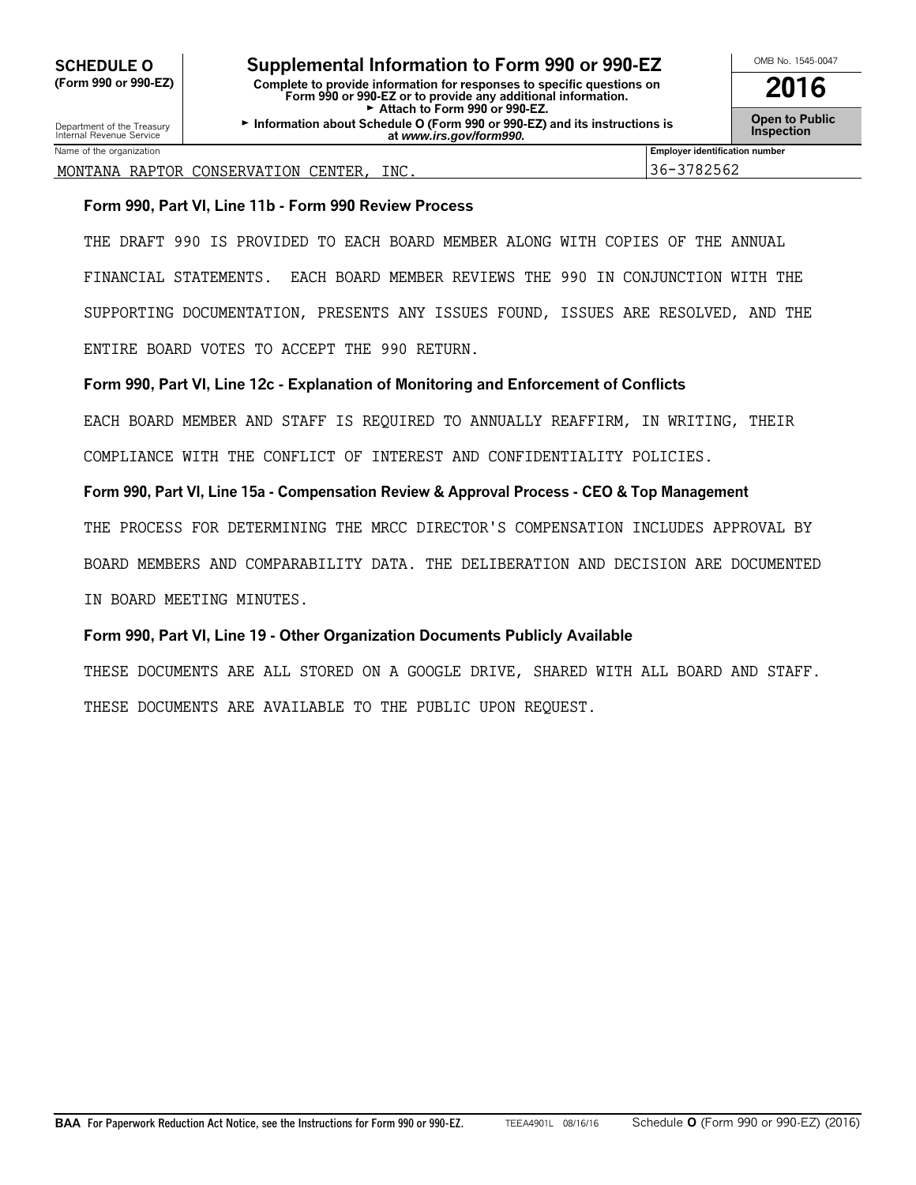**SCHEDULE O**
**(Form 990 or 990-EZ)**

Department of the Treasury
Internal Revenue Service

# Supplemental Information to Form 990 or 990-EZ

**Complete to provide information for responses to specific questions on Form 990 or 990-EZ or to provide any additional information.**
► **Attach to Form 990 or 990-EZ.**
► **Information about Schedule O (Form 990 or 990-EZ) and its instructions is at** ***www.irs.gov/form990.***

OMB No. 1545-0047

**2016**

**Open to Public Inspection**

| Name of the organization | Employer identification number |
|---|---|
| MONTANA RAPTOR CONSERVATION CENTER, INC. | 36-3782562 |

**Form 990, Part VI, Line 11b - Form 990 Review Process**

THE DRAFT 990 IS PROVIDED TO EACH BOARD MEMBER ALONG WITH COPIES OF THE ANNUAL FINANCIAL STATEMENTS. EACH BOARD MEMBER REVIEWS THE 990 IN CONJUNCTION WITH THE SUPPORTING DOCUMENTATION, PRESENTS ANY ISSUES FOUND, ISSUES ARE RESOLVED, AND THE ENTIRE BOARD VOTES TO ACCEPT THE 990 RETURN.

**Form 990, Part VI, Line 12c - Explanation of Monitoring and Enforcement of Conflicts**

EACH BOARD MEMBER AND STAFF IS REQUIRED TO ANNUALLY REAFFIRM, IN WRITING, THEIR COMPLIANCE WITH THE CONFLICT OF INTEREST AND CONFIDENTIALITY POLICIES.

**Form 990, Part VI, Line 15a - Compensation Review & Approval Process - CEO & Top Management**

THE PROCESS FOR DETERMINING THE MRCC DIRECTOR'S COMPENSATION INCLUDES APPROVAL BY BOARD MEMBERS AND COMPARABILITY DATA. THE DELIBERATION AND DECISION ARE DOCUMENTED IN BOARD MEETING MINUTES.

**Form 990, Part VI, Line 19 - Other Organization Documents Publicly Available**

THESE DOCUMENTS ARE ALL STORED ON A GOOGLE DRIVE, SHARED WITH ALL BOARD AND STAFF. THESE DOCUMENTS ARE AVAILABLE TO THE PUBLIC UPON REQUEST.

**BAA For Paperwork Reduction Act Notice, see the Instructions for Form 990 or 990-EZ.** TEEA4901L 08/16/16 Schedule **O** (Form 990 or 990-EZ) (2016)